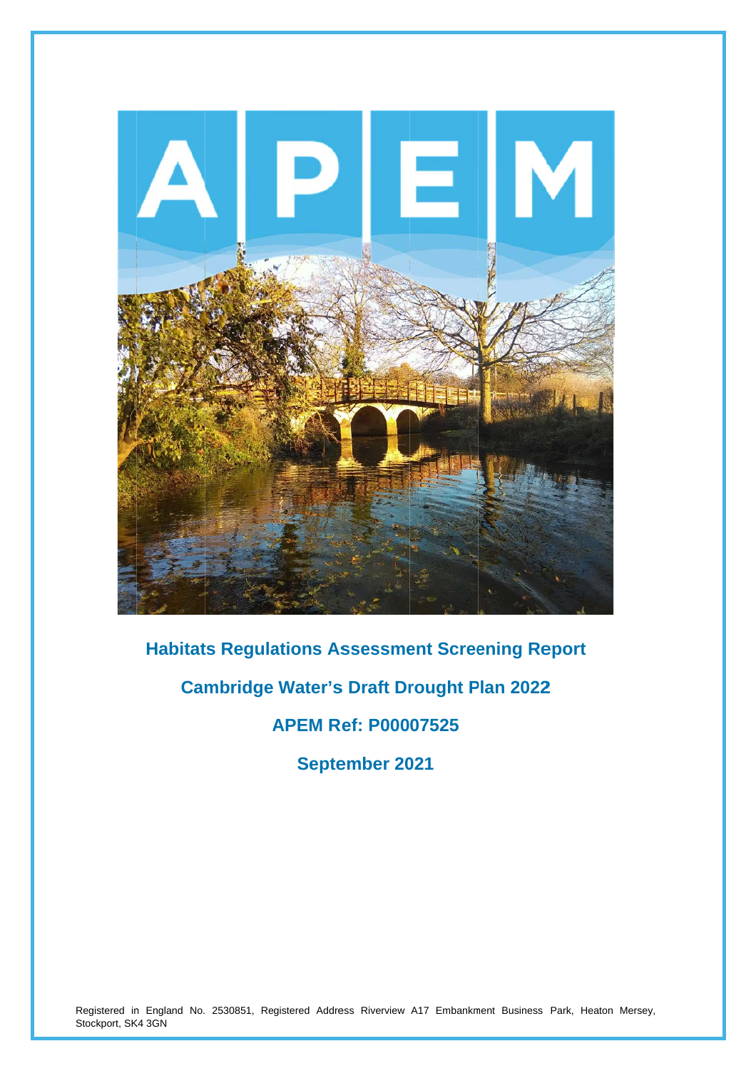# Habitats Regulations Assessment Screening Report

## Cambridge Water's Draft Drought Plan 2022

**APEM Ref: P00007525**

**September 2021**

Registered in England No. 2530851, Registered Address Riverview A17 Embankment Business Park, Heaton Mersey, Stockport, SK4 3GN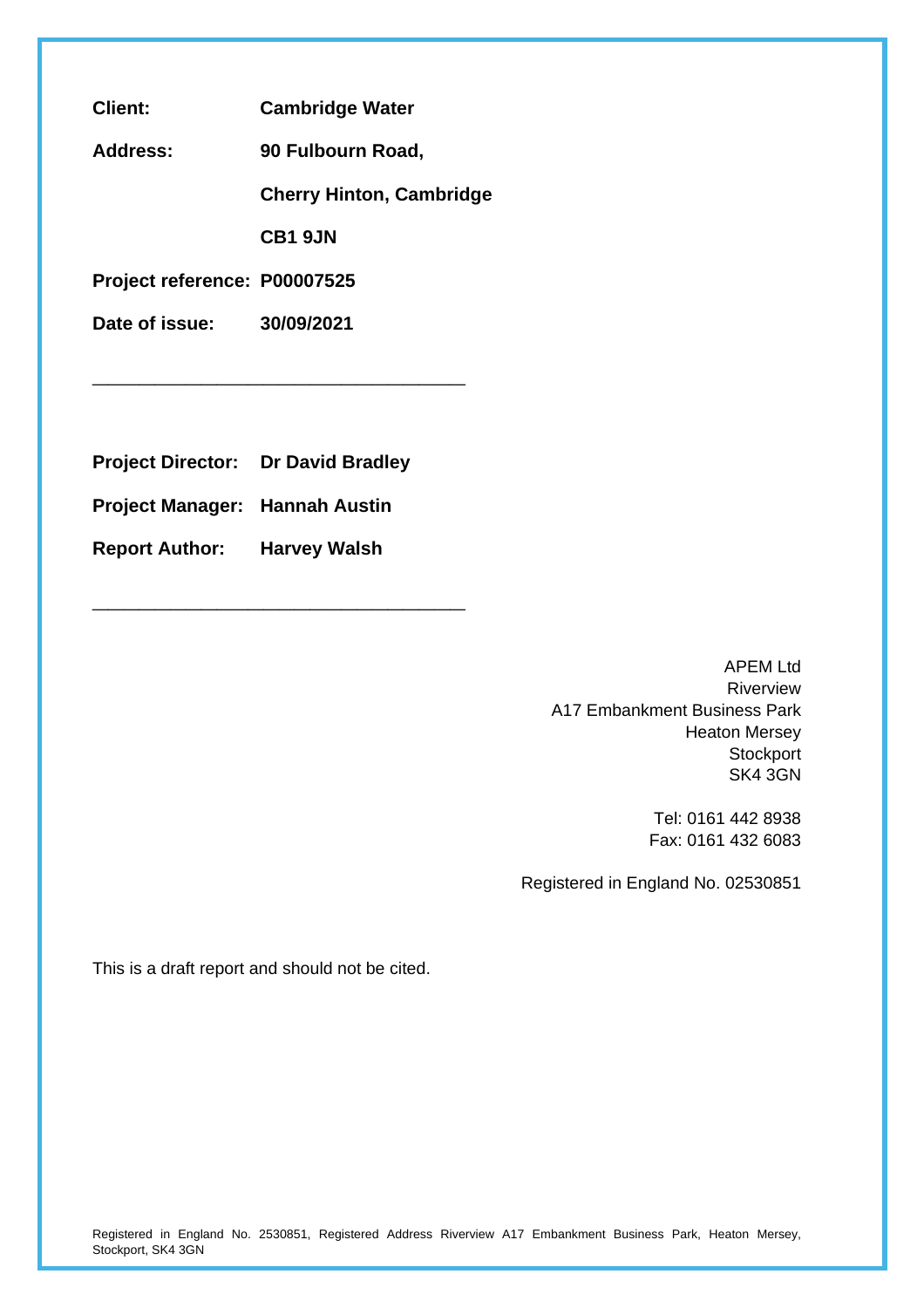**Client:** **Cambridge Water**

**Address:** **90 Fulbourn Road,**

**Cherry Hinton, Cambridge**

**CB1 9JN**

**Project reference: P00007525**

**Date of issue: 30/09/2021**

---

**Project Director: Dr David Bradley**

**Project Manager: Hannah Austin**

**Report Author: Harvey Walsh**

---

APEM Ltd
Riverview
A17 Embankment Business Park
Heaton Mersey
Stockport
SK4 3GN

Tel: 0161 442 8938
Fax: 0161 432 6083

Registered in England No. 02530851

This is a draft report and should not be cited.

Registered in England No. 2530851, Registered Address Riverview A17 Embankment Business Park, Heaton Mersey, Stockport, SK4 3GN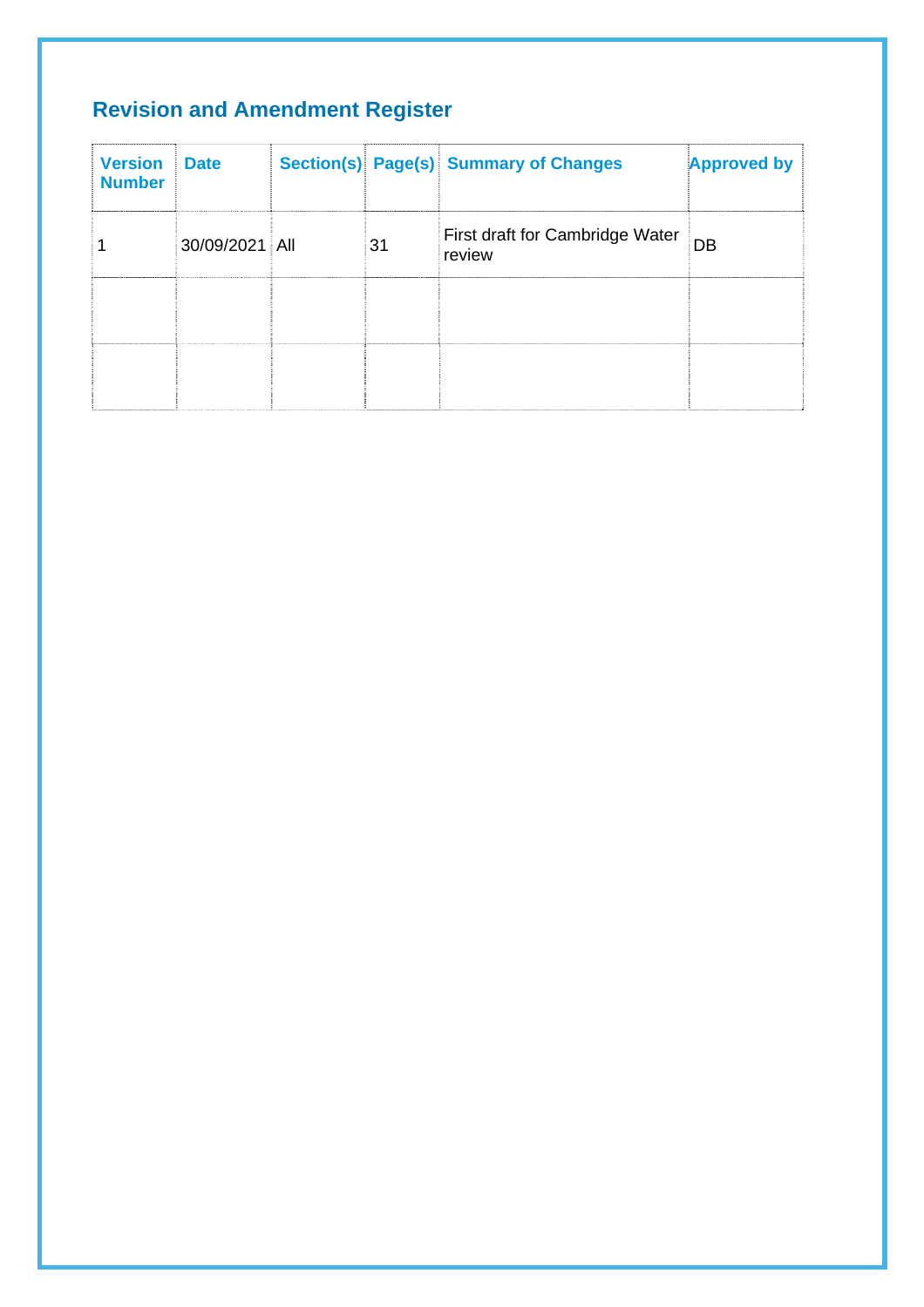## Revision and Amendment Register

| Version Number | Date | Section(s) | Page(s) | Summary of Changes | Approved by |
|---|---|---|---|---|---|
| 1 | 30/09/2021 | All | 31 | First draft for Cambridge Water review | DB |
| | | | | | |
| | | | | | |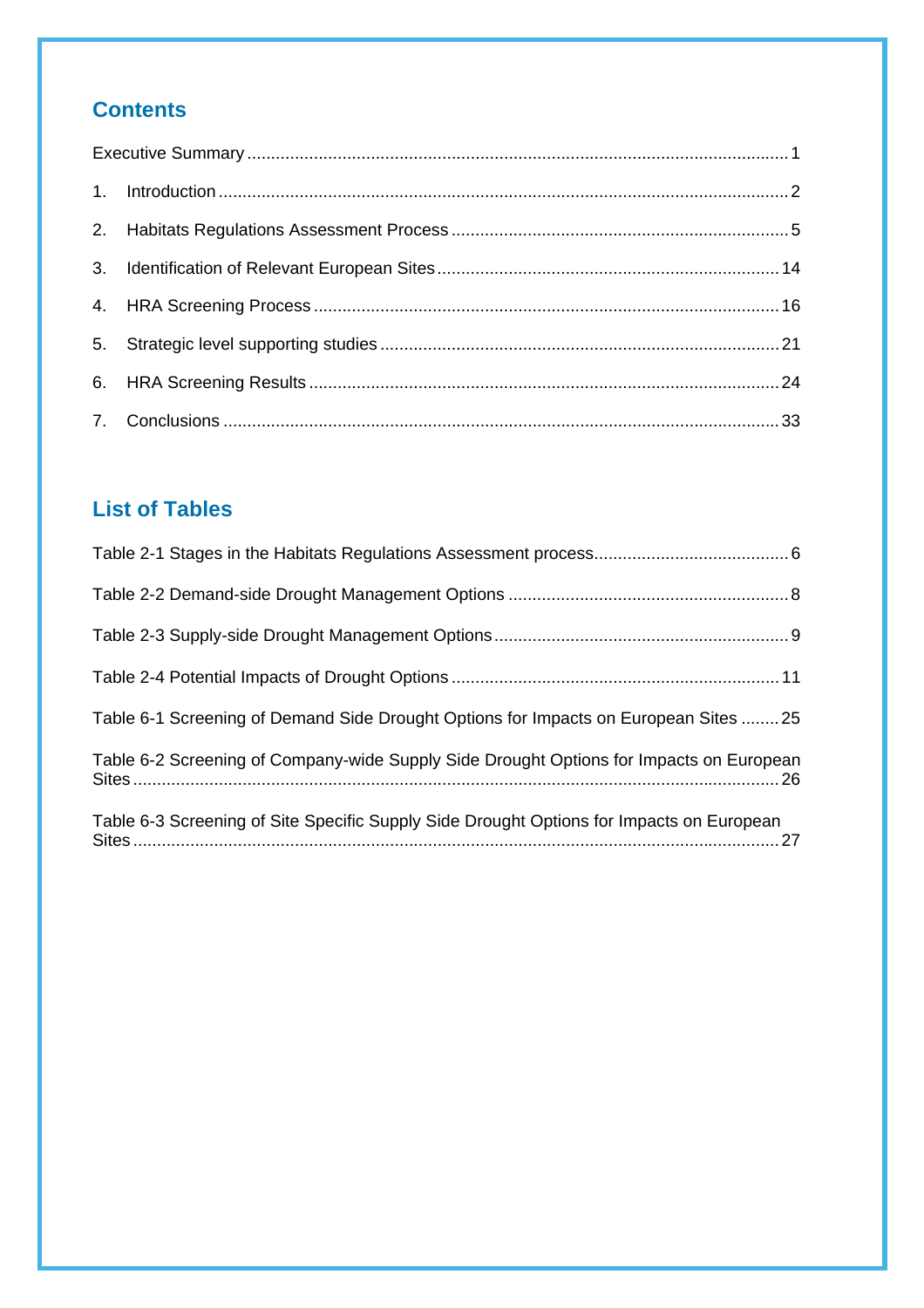## Contents

Executive Summary ........ 1

1. Introduction ........ 2
2. Habitats Regulations Assessment Process ........ 5
3. Identification of Relevant European Sites ........ 14
4. HRA Screening Process ........ 16
5. Strategic level supporting studies ........ 21
6. HRA Screening Results ........ 24
7. Conclusions ........ 33

## List of Tables

Table 2-1 Stages in the Habitats Regulations Assessment process ........ 6

Table 2-2 Demand-side Drought Management Options ........ 8

Table 2-3 Supply-side Drought Management Options ........ 9

Table 2-4 Potential Impacts of Drought Options ........ 11

Table 6-1 Screening of Demand Side Drought Options for Impacts on European Sites ........ 25

Table 6-2 Screening of Company-wide Supply Side Drought Options for Impacts on European Sites ........ 26

Table 6-3 Screening of Site Specific Supply Side Drought Options for Impacts on European Sites ........ 27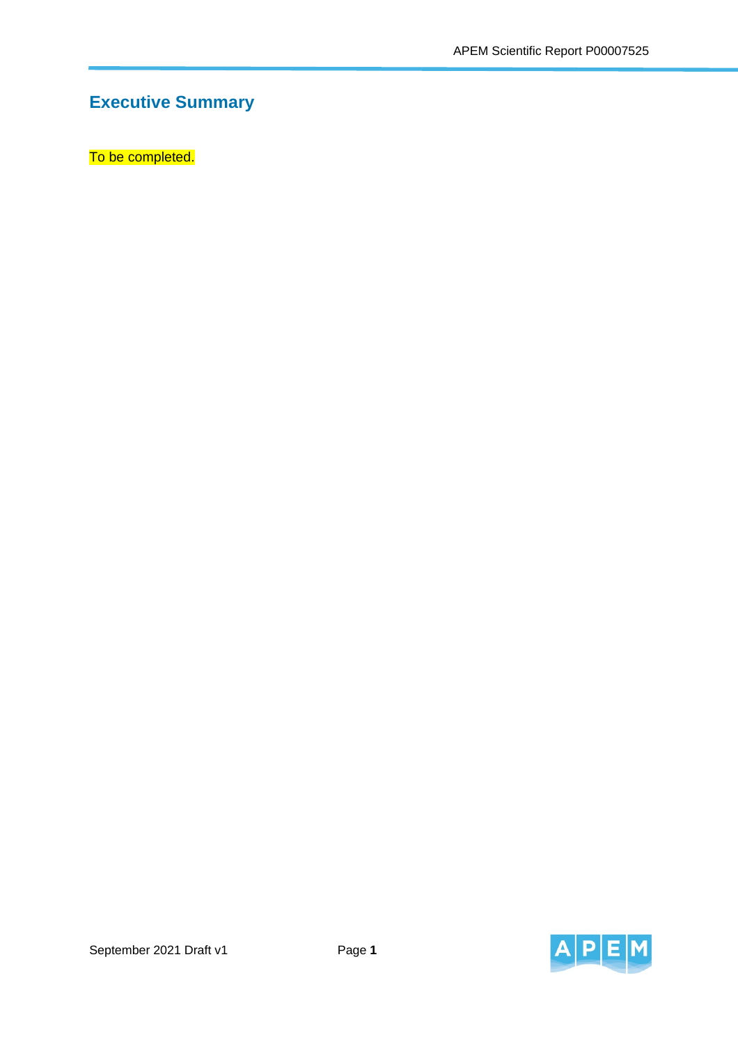# Executive Summary

To be completed.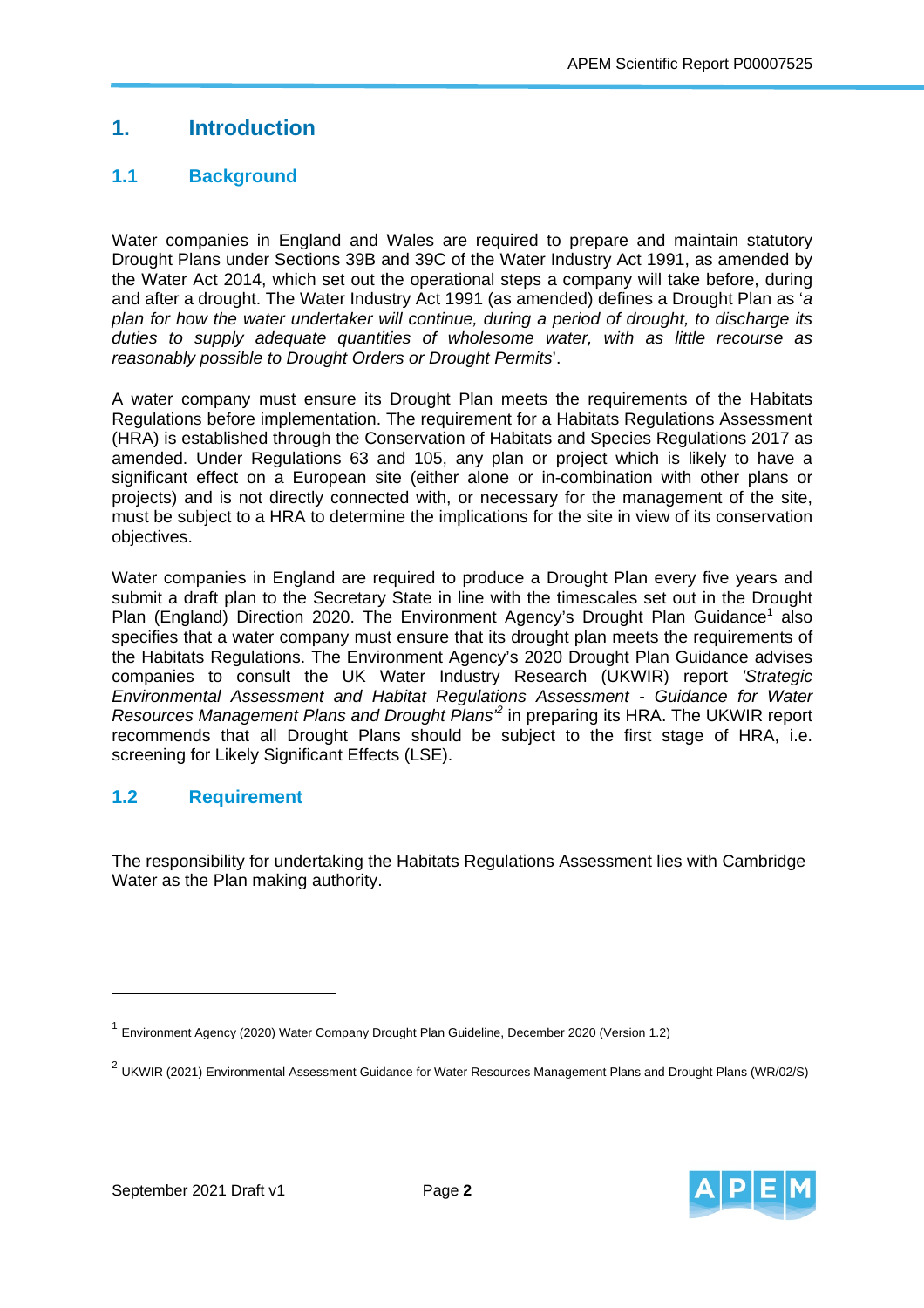# 1. Introduction

## 1.1 Background

Water companies in England and Wales are required to prepare and maintain statutory Drought Plans under Sections 39B and 39C of the Water Industry Act 1991, as amended by the Water Act 2014, which set out the operational steps a company will take before, during and after a drought. The Water Industry Act 1991 (as amended) defines a Drought Plan as '*a plan for how the water undertaker will continue, during a period of drought, to discharge its duties to supply adequate quantities of wholesome water, with as little recourse as reasonably possible to Drought Orders or Drought Permits*'.

A water company must ensure its Drought Plan meets the requirements of the Habitats Regulations before implementation. The requirement for a Habitats Regulations Assessment (HRA) is established through the Conservation of Habitats and Species Regulations 2017 as amended. Under Regulations 63 and 105, any plan or project which is likely to have a significant effect on a European site (either alone or in-combination with other plans or projects) and is not directly connected with, or necessary for the management of the site, must be subject to a HRA to determine the implications for the site in view of its conservation objectives.

Water companies in England are required to produce a Drought Plan every five years and submit a draft plan to the Secretary State in line with the timescales set out in the Drought Plan (England) Direction 2020. The Environment Agency's Drought Plan Guidance[1] also specifies that a water company must ensure that its drought plan meets the requirements of the Habitats Regulations. The Environment Agency's 2020 Drought Plan Guidance advises companies to consult the UK Water Industry Research (UKWIR) report *'Strategic Environmental Assessment and Habitat Regulations Assessment - Guidance for Water Resources Management Plans and Drought Plans'*[2] in preparing its HRA. The UKWIR report recommends that all Drought Plans should be subject to the first stage of HRA, i.e. screening for Likely Significant Effects (LSE).

## 1.2 Requirement

The responsibility for undertaking the Habitats Regulations Assessment lies with Cambridge Water as the Plan making authority.

---

[1] Environment Agency (2020) Water Company Drought Plan Guideline, December 2020 (Version 1.2)

[2] UKWIR (2021) Environmental Assessment Guidance for Water Resources Management Plans and Drought Plans (WR/02/S)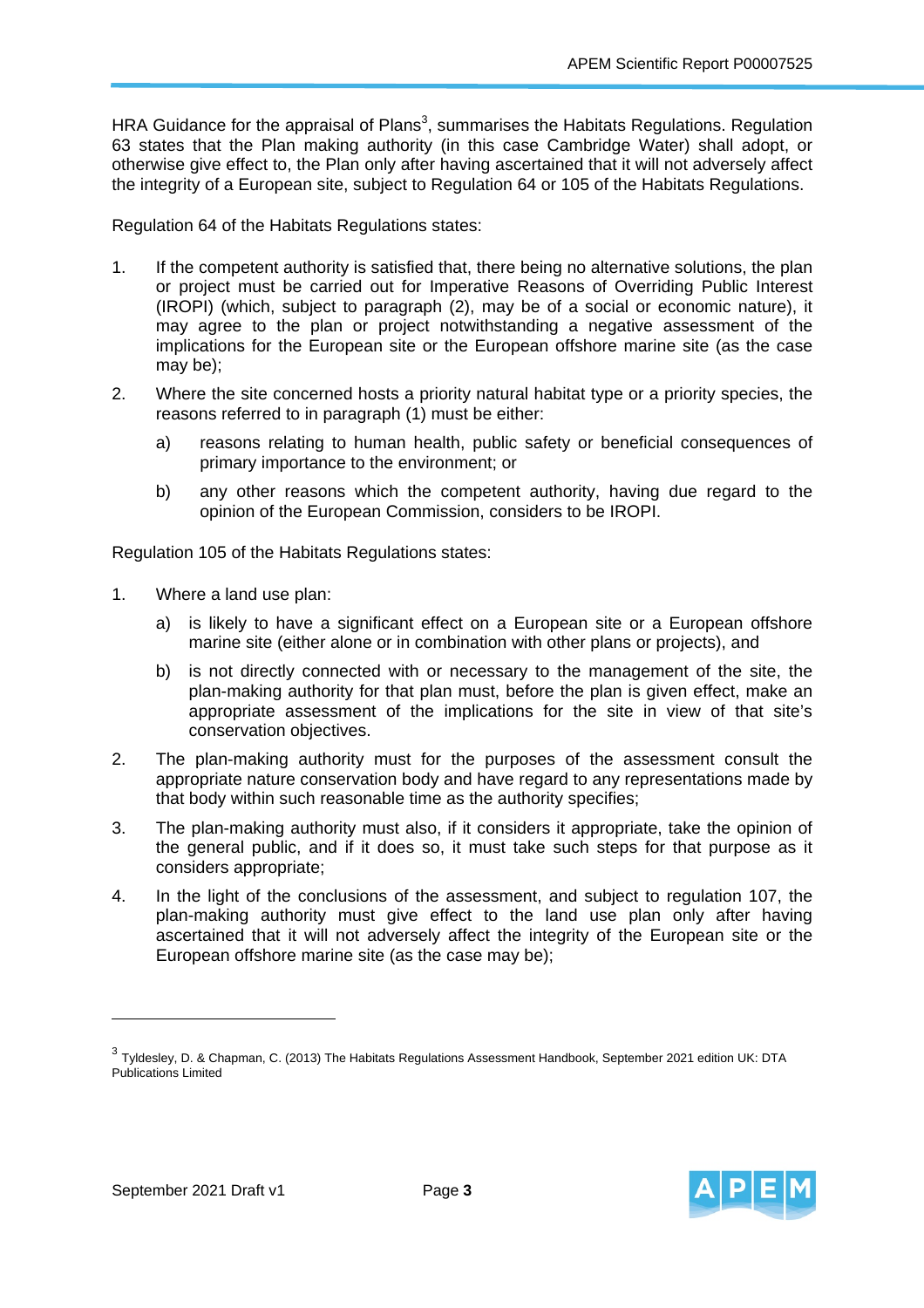HRA Guidance for the appraisal of Plans[3], summarises the Habitats Regulations. Regulation 63 states that the Plan making authority (in this case Cambridge Water) shall adopt, or otherwise give effect to, the Plan only after having ascertained that it will not adversely affect the integrity of a European site, subject to Regulation 64 or 105 of the Habitats Regulations.

Regulation 64 of the Habitats Regulations states:

1. If the competent authority is satisfied that, there being no alternative solutions, the plan or project must be carried out for Imperative Reasons of Overriding Public Interest (IROPI) (which, subject to paragraph (2), may be of a social or economic nature), it may agree to the plan or project notwithstanding a negative assessment of the implications for the European site or the European offshore marine site (as the case may be);
2. Where the site concerned hosts a priority natural habitat type or a priority species, the reasons referred to in paragraph (1) must be either:
   a) reasons relating to human health, public safety or beneficial consequences of primary importance to the environment; or
   b) any other reasons which the competent authority, having due regard to the opinion of the European Commission, considers to be IROPI.

Regulation 105 of the Habitats Regulations states:

1. Where a land use plan:
   a) is likely to have a significant effect on a European site or a European offshore marine site (either alone or in combination with other plans or projects), and
   b) is not directly connected with or necessary to the management of the site, the plan-making authority for that plan must, before the plan is given effect, make an appropriate assessment of the implications for the site in view of that site's conservation objectives.
2. The plan-making authority must for the purposes of the assessment consult the appropriate nature conservation body and have regard to any representations made by that body within such reasonable time as the authority specifies;
3. The plan-making authority must also, if it considers it appropriate, take the opinion of the general public, and if it does so, it must take such steps for that purpose as it considers appropriate;
4. In the light of the conclusions of the assessment, and subject to regulation 107, the plan-making authority must give effect to the land use plan only after having ascertained that it will not adversely affect the integrity of the European site or the European offshore marine site (as the case may be);

---

[3] Tyldesley, D. & Chapman, C. (2013) The Habitats Regulations Assessment Handbook, September 2021 edition UK: DTA Publications Limited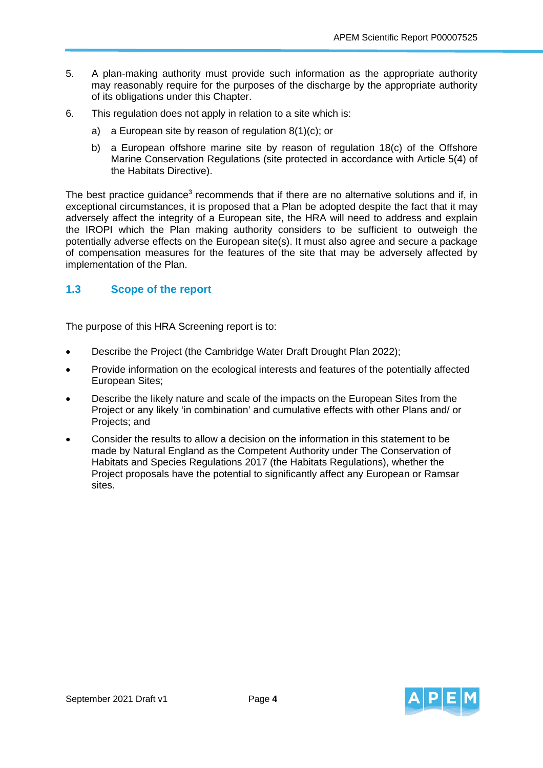5. A plan-making authority must provide such information as the appropriate authority may reasonably require for the purposes of the discharge by the appropriate authority of its obligations under this Chapter.

6. This regulation does not apply in relation to a site which is:

   a) a European site by reason of regulation 8(1)(c); or

   b) a European offshore marine site by reason of regulation 18(c) of the Offshore Marine Conservation Regulations (site protected in accordance with Article 5(4) of the Habitats Directive).

The best practice guidance[3] recommends that if there are no alternative solutions and if, in exceptional circumstances, it is proposed that a Plan be adopted despite the fact that it may adversely affect the integrity of a European site, the HRA will need to address and explain the IROPI which the Plan making authority considers to be sufficient to outweigh the potentially adverse effects on the European site(s). It must also agree and secure a package of compensation measures for the features of the site that may be adversely affected by implementation of the Plan.

## 1.3 Scope of the report

The purpose of this HRA Screening report is to:

- Describe the Project (the Cambridge Water Draft Drought Plan 2022);
- Provide information on the ecological interests and features of the potentially affected European Sites;
- Describe the likely nature and scale of the impacts on the European Sites from the Project or any likely 'in combination' and cumulative effects with other Plans and/ or Projects; and
- Consider the results to allow a decision on the information in this statement to be made by Natural England as the Competent Authority under The Conservation of Habitats and Species Regulations 2017 (the Habitats Regulations), whether the Project proposals have the potential to significantly affect any European or Ramsar sites.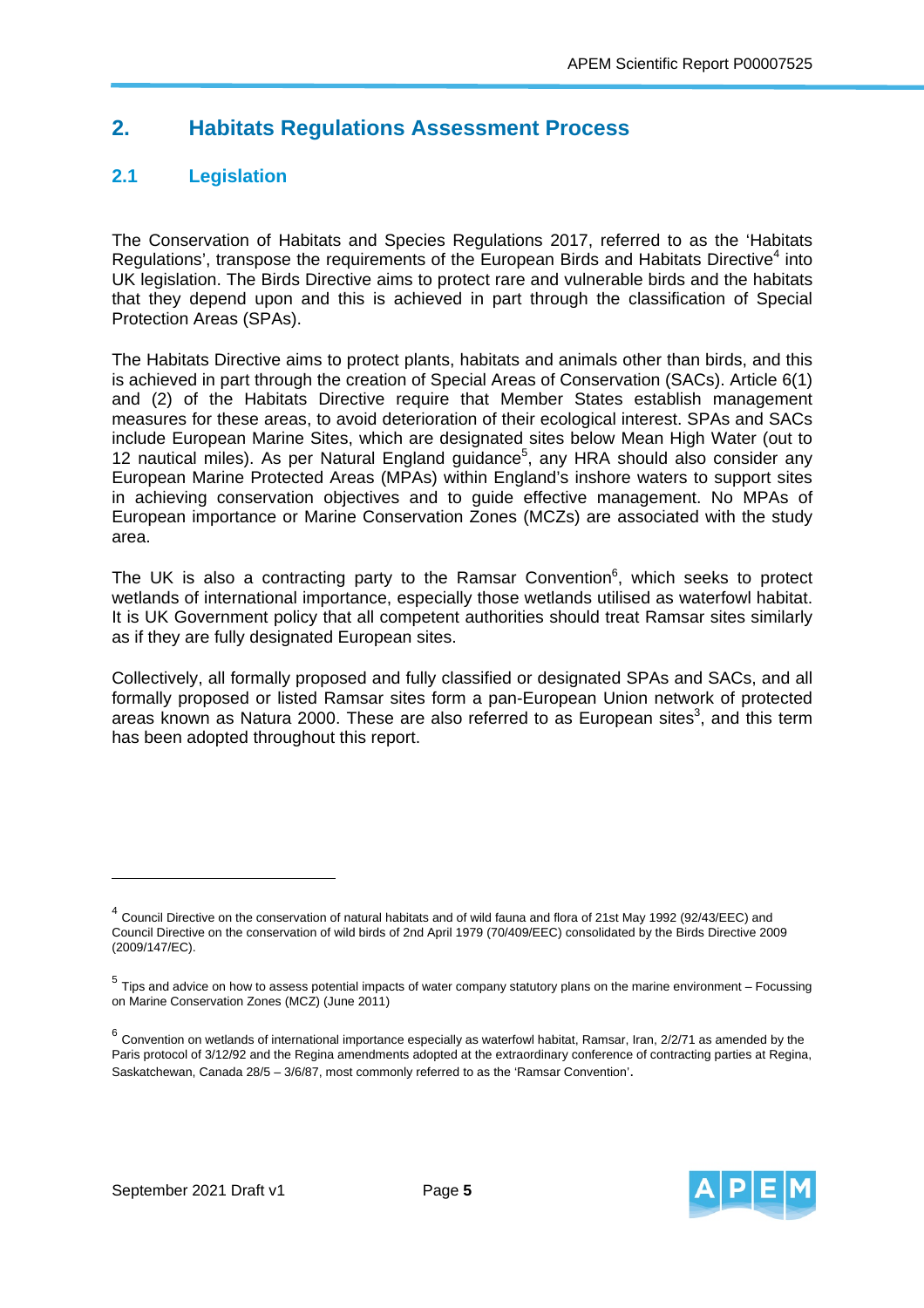# 2. Habitats Regulations Assessment Process

## 2.1 Legislation

The Conservation of Habitats and Species Regulations 2017, referred to as the 'Habitats Regulations', transpose the requirements of the European Birds and Habitats Directive[4] into UK legislation. The Birds Directive aims to protect rare and vulnerable birds and the habitats that they depend upon and this is achieved in part through the classification of Special Protection Areas (SPAs).

The Habitats Directive aims to protect plants, habitats and animals other than birds, and this is achieved in part through the creation of Special Areas of Conservation (SACs). Article 6(1) and (2) of the Habitats Directive require that Member States establish management measures for these areas, to avoid deterioration of their ecological interest. SPAs and SACs include European Marine Sites, which are designated sites below Mean High Water (out to 12 nautical miles). As per Natural England guidance[5], any HRA should also consider any European Marine Protected Areas (MPAs) within England's inshore waters to support sites in achieving conservation objectives and to guide effective management. No MPAs of European importance or Marine Conservation Zones (MCZs) are associated with the study area.

The UK is also a contracting party to the Ramsar Convention[6], which seeks to protect wetlands of international importance, especially those wetlands utilised as waterfowl habitat. It is UK Government policy that all competent authorities should treat Ramsar sites similarly as if they are fully designated European sites.

Collectively, all formally proposed and fully classified or designated SPAs and SACs, and all formally proposed or listed Ramsar sites form a pan-European Union network of protected areas known as Natura 2000. These are also referred to as European sites[3], and this term has been adopted throughout this report.

---

[4] Council Directive on the conservation of natural habitats and of wild fauna and flora of 21st May 1992 (92/43/EEC) and Council Directive on the conservation of wild birds of 2nd April 1979 (70/409/EEC) consolidated by the Birds Directive 2009 (2009/147/EC).

[5] Tips and advice on how to assess potential impacts of water company statutory plans on the marine environment – Focussing on Marine Conservation Zones (MCZ) (June 2011)

[6] Convention on wetlands of international importance especially as waterfowl habitat, Ramsar, Iran, 2/2/71 as amended by the Paris protocol of 3/12/92 and the Regina amendments adopted at the extraordinary conference of contracting parties at Regina, Saskatchewan, Canada 28/5 – 3/6/87, most commonly referred to as the 'Ramsar Convention'.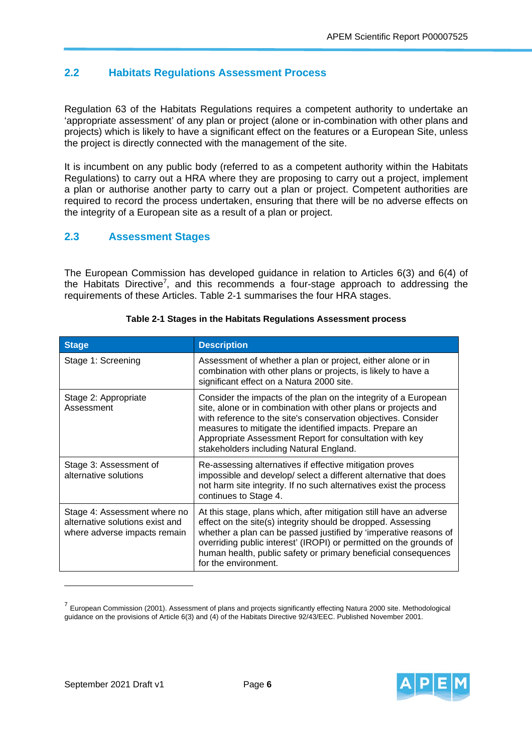## 2.2 Habitats Regulations Assessment Process

Regulation 63 of the Habitats Regulations requires a competent authority to undertake an 'appropriate assessment' of any plan or project (alone or in-combination with other plans and projects) which is likely to have a significant effect on the features or a European Site, unless the project is directly connected with the management of the site.

It is incumbent on any public body (referred to as a competent authority within the Habitats Regulations) to carry out a HRA where they are proposing to carry out a project, implement a plan or authorise another party to carry out a plan or project. Competent authorities are required to record the process undertaken, ensuring that there will be no adverse effects on the integrity of a European site as a result of a plan or project.

## 2.3 Assessment Stages

The European Commission has developed guidance in relation to Articles 6(3) and 6(4) of the Habitats Directive[7], and this recommends a four-stage approach to addressing the requirements of these Articles. Table 2-1 summarises the four HRA stages.

**Table 2-1 Stages in the Habitats Regulations Assessment process**

| Stage | Description |
|---|---|
| Stage 1: Screening | Assessment of whether a plan or project, either alone or in combination with other plans or projects, is likely to have a significant effect on a Natura 2000 site. |
| Stage 2: Appropriate Assessment | Consider the impacts of the plan on the integrity of a European site, alone or in combination with other plans or projects and with reference to the site's conservation objectives. Consider measures to mitigate the identified impacts. Prepare an Appropriate Assessment Report for consultation with key stakeholders including Natural England. |
| Stage 3: Assessment of alternative solutions | Re-assessing alternatives if effective mitigation proves impossible and develop/ select a different alternative that does not harm site integrity. If no such alternatives exist the process continues to Stage 4. |
| Stage 4: Assessment where no alternative solutions exist and where adverse impacts remain | At this stage, plans which, after mitigation still have an adverse effect on the site(s) integrity should be dropped. Assessing whether a plan can be passed justified by 'imperative reasons of overriding public interest' (IROPI) or permitted on the grounds of human health, public safety or primary beneficial consequences for the environment. |

[7] European Commission (2001). Assessment of plans and projects significantly effecting Natura 2000 site. Methodological guidance on the provisions of Article 6(3) and (4) of the Habitats Directive 92/43/EEC. Published November 2001.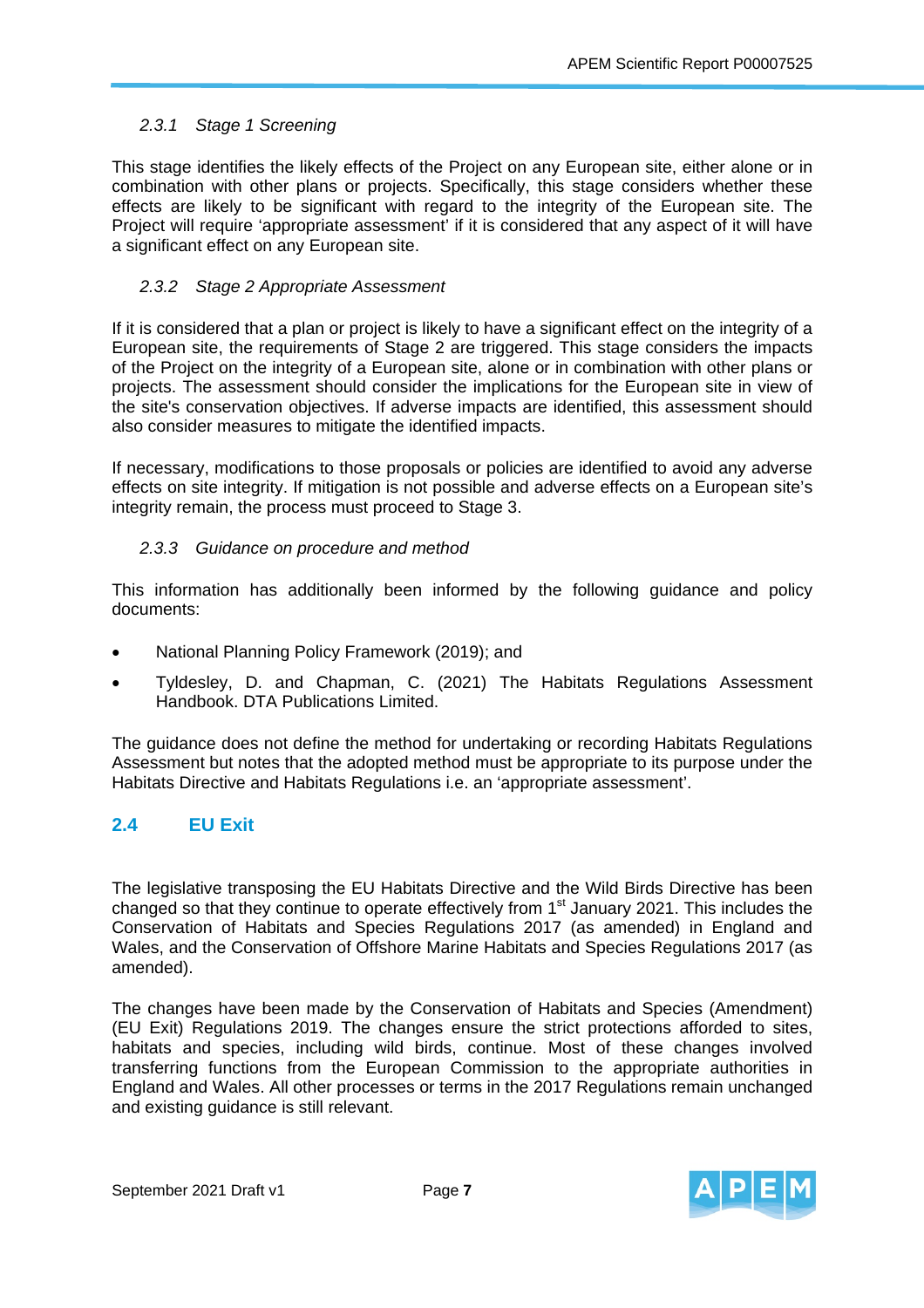### *2.3.1 Stage 1 Screening*

This stage identifies the likely effects of the Project on any European site, either alone or in combination with other plans or projects. Specifically, this stage considers whether these effects are likely to be significant with regard to the integrity of the European site. The Project will require 'appropriate assessment' if it is considered that any aspect of it will have a significant effect on any European site.

### *2.3.2 Stage 2 Appropriate Assessment*

If it is considered that a plan or project is likely to have a significant effect on the integrity of a European site, the requirements of Stage 2 are triggered. This stage considers the impacts of the Project on the integrity of a European site, alone or in combination with other plans or projects. The assessment should consider the implications for the European site in view of the site's conservation objectives. If adverse impacts are identified, this assessment should also consider measures to mitigate the identified impacts.

If necessary, modifications to those proposals or policies are identified to avoid any adverse effects on site integrity. If mitigation is not possible and adverse effects on a European site's integrity remain, the process must proceed to Stage 3.

### *2.3.3 Guidance on procedure and method*

This information has additionally been informed by the following guidance and policy documents:

- National Planning Policy Framework (2019); and
- Tyldesley, D. and Chapman, C. (2021) The Habitats Regulations Assessment Handbook. DTA Publications Limited.

The guidance does not define the method for undertaking or recording Habitats Regulations Assessment but notes that the adopted method must be appropriate to its purpose under the Habitats Directive and Habitats Regulations i.e. an 'appropriate assessment'.

## 2.4 EU Exit

The legislative transposing the EU Habitats Directive and the Wild Birds Directive has been changed so that they continue to operate effectively from 1st January 2021. This includes the Conservation of Habitats and Species Regulations 2017 (as amended) in England and Wales, and the Conservation of Offshore Marine Habitats and Species Regulations 2017 (as amended).

The changes have been made by the Conservation of Habitats and Species (Amendment) (EU Exit) Regulations 2019. The changes ensure the strict protections afforded to sites, habitats and species, including wild birds, continue. Most of these changes involved transferring functions from the European Commission to the appropriate authorities in England and Wales. All other processes or terms in the 2017 Regulations remain unchanged and existing guidance is still relevant.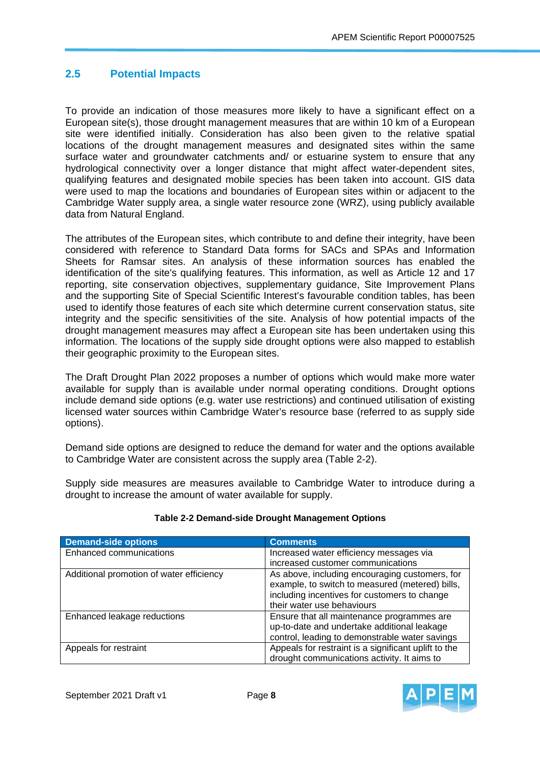## 2.5 Potential Impacts

To provide an indication of those measures more likely to have a significant effect on a European site(s), those drought management measures that are within 10 km of a European site were identified initially. Consideration has also been given to the relative spatial locations of the drought management measures and designated sites within the same surface water and groundwater catchments and/ or estuarine system to ensure that any hydrological connectivity over a longer distance that might affect water-dependent sites, qualifying features and designated mobile species has been taken into account. GIS data were used to map the locations and boundaries of European sites within or adjacent to the Cambridge Water supply area, a single water resource zone (WRZ), using publicly available data from Natural England.

The attributes of the European sites, which contribute to and define their integrity, have been considered with reference to Standard Data forms for SACs and SPAs and Information Sheets for Ramsar sites. An analysis of these information sources has enabled the identification of the site's qualifying features. This information, as well as Article 12 and 17 reporting, site conservation objectives, supplementary guidance, Site Improvement Plans and the supporting Site of Special Scientific Interest's favourable condition tables, has been used to identify those features of each site which determine current conservation status, site integrity and the specific sensitivities of the site. Analysis of how potential impacts of the drought management measures may affect a European site has been undertaken using this information. The locations of the supply side drought options were also mapped to establish their geographic proximity to the European sites.

The Draft Drought Plan 2022 proposes a number of options which would make more water available for supply than is available under normal operating conditions. Drought options include demand side options (e.g. water use restrictions) and continued utilisation of existing licensed water sources within Cambridge Water's resource base (referred to as supply side options).

Demand side options are designed to reduce the demand for water and the options available to Cambridge Water are consistent across the supply area (Table 2-2).

Supply side measures are measures available to Cambridge Water to introduce during a drought to increase the amount of water available for supply.

**Table 2-2 Demand-side Drought Management Options**

| Demand-side options | Comments |
|---|---|
| Enhanced communications | Increased water efficiency messages via increased customer communications |
| Additional promotion of water efficiency | As above, including encouraging customers, for example, to switch to measured (metered) bills, including incentives for customers to change their water use behaviours |
| Enhanced leakage reductions | Ensure that all maintenance programmes are up-to-date and undertake additional leakage control, leading to demonstrable water savings |
| Appeals for restraint | Appeals for restraint is a significant uplift to the drought communications activity. It aims to |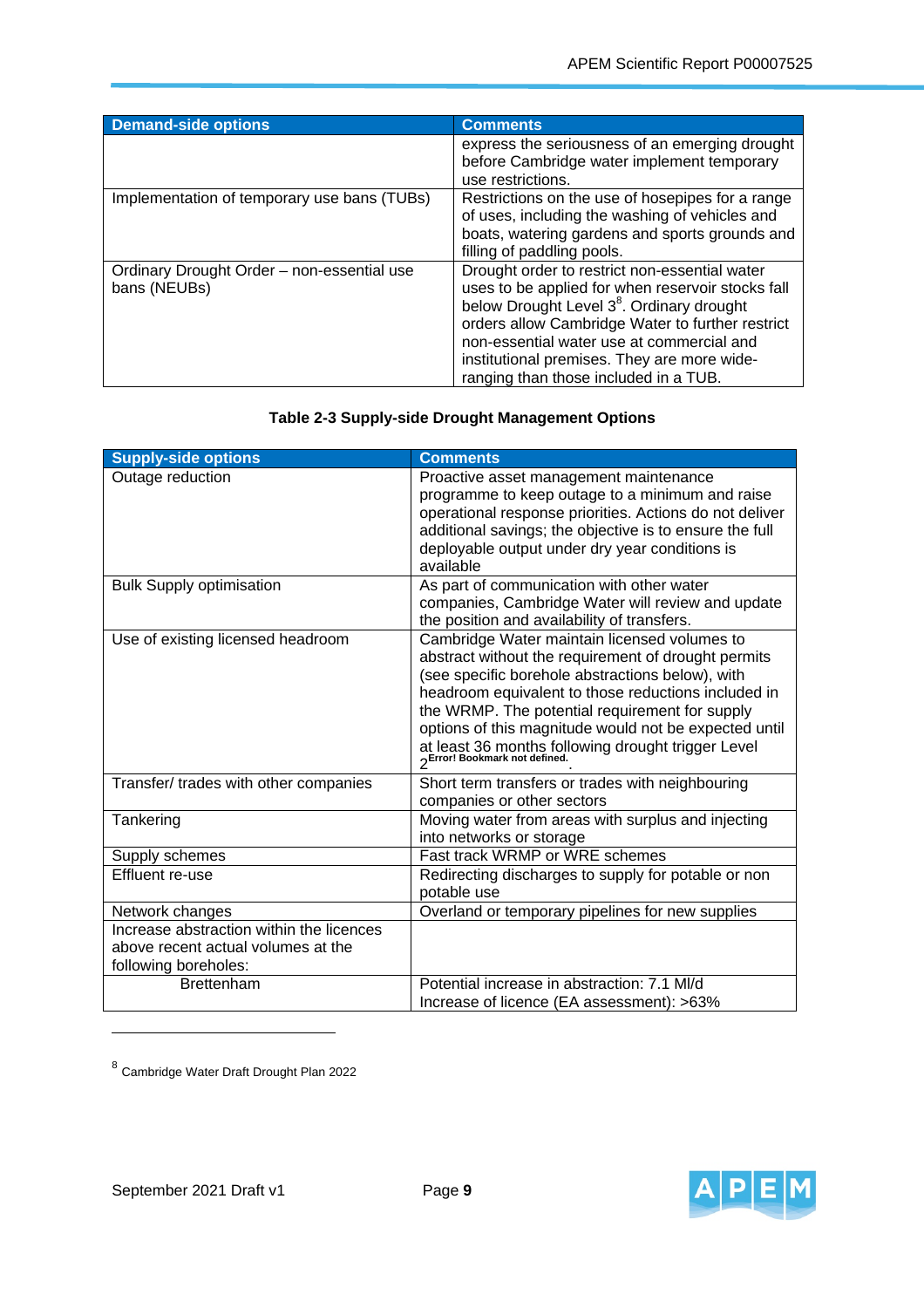| Demand-side options | Comments |
|---|---|
| | express the seriousness of an emerging drought before Cambridge water implement temporary use restrictions. |
| Implementation of temporary use bans (TUBs) | Restrictions on the use of hosepipes for a range of uses, including the washing of vehicles and boats, watering gardens and sports grounds and filling of paddling pools. |
| Ordinary Drought Order – non-essential use bans (NEUBs) | Drought order to restrict non-essential water uses to be applied for when reservoir stocks fall below Drought Level 3[8]. Ordinary drought orders allow Cambridge Water to further restrict non-essential water use at commercial and institutional premises. They are more wide-ranging than those included in a TUB. |

**Table 2-3 Supply-side Drought Management Options**

| Supply-side options | Comments |
|---|---|
| Outage reduction | Proactive asset management maintenance programme to keep outage to a minimum and raise operational response priorities. Actions do not deliver additional savings; the objective is to ensure the full deployable output under dry year conditions is available |
| Bulk Supply optimisation | As part of communication with other water companies, Cambridge Water will review and update the position and availability of transfers. |
| Use of existing licensed headroom | Cambridge Water maintain licensed volumes to abstract without the requirement of drought permits (see specific borehole abstractions below), with headroom equivalent to those reductions included in the WRMP. The potential requirement for supply options of this magnitude would not be expected until at least 36 months following drought trigger Level 2[Error! Bookmark not defined.]. |
| Transfer/ trades with other companies | Short term transfers or trades with neighbouring companies or other sectors |
| Tankering | Moving water from areas with surplus and injecting into networks or storage |
| Supply schemes | Fast track WRMP or WRE schemes |
| Effluent re-use | Redirecting discharges to supply for potable or non potable use |
| Network changes | Overland or temporary pipelines for new supplies |
| Increase abstraction within the licences above recent actual volumes at the following boreholes: | |
| Brettenham | Potential increase in abstraction: 7.1 Ml/d<br>Increase of licence (EA assessment): >63% |

[8] Cambridge Water Draft Drought Plan 2022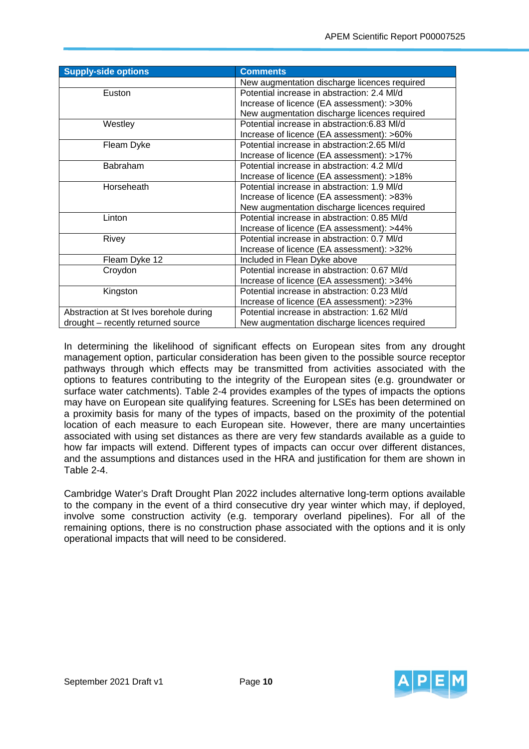| Supply-side options | Comments |
| --- | --- |
| | New augmentation discharge licences required |
| Euston | Potential increase in abstraction: 2.4 Ml/d<br>Increase of licence (EA assessment): >30%<br>New augmentation discharge licences required |
| Westley | Potential increase in abstraction:6.83 Ml/d<br>Increase of licence (EA assessment): >60% |
| Fleam Dyke | Potential increase in abstraction:2.65 Ml/d<br>Increase of licence (EA assessment): >17% |
| Babraham | Potential increase in abstraction: 4.2 Ml/d<br>Increase of licence (EA assessment): >18% |
| Horseheath | Potential increase in abstraction: 1.9 Ml/d<br>Increase of licence (EA assessment): >83%<br>New augmentation discharge licences required |
| Linton | Potential increase in abstraction: 0.85 Ml/d<br>Increase of licence (EA assessment): >44% |
| Rivey | Potential increase in abstraction: 0.7 Ml/d<br>Increase of licence (EA assessment): >32% |
| Fleam Dyke 12 | Included in Flean Dyke above |
| Croydon | Potential increase in abstraction: 0.67 Ml/d<br>Increase of licence (EA assessment): >34% |
| Kingston | Potential increase in abstraction: 0.23 Ml/d<br>Increase of licence (EA assessment): >23% |
| Abstraction at St Ives borehole during drought – recently returned source | Potential increase in abstraction: 1.62 Ml/d<br>New augmentation discharge licences required |

In determining the likelihood of significant effects on European sites from any drought management option, particular consideration has been given to the possible source receptor pathways through which effects may be transmitted from activities associated with the options to features contributing to the integrity of the European sites (e.g. groundwater or surface water catchments). Table 2-4 provides examples of the types of impacts the options may have on European site qualifying features. Screening for LSEs has been determined on a proximity basis for many of the types of impacts, based on the proximity of the potential location of each measure to each European site. However, there are many uncertainties associated with using set distances as there are very few standards available as a guide to how far impacts will extend. Different types of impacts can occur over different distances, and the assumptions and distances used in the HRA and justification for them are shown in Table 2-4.

Cambridge Water's Draft Drought Plan 2022 includes alternative long-term options available to the company in the event of a third consecutive dry year winter which may, if deployed, involve some construction activity (e.g. temporary overland pipelines). For all of the remaining options, there is no construction phase associated with the options and it is only operational impacts that will need to be considered.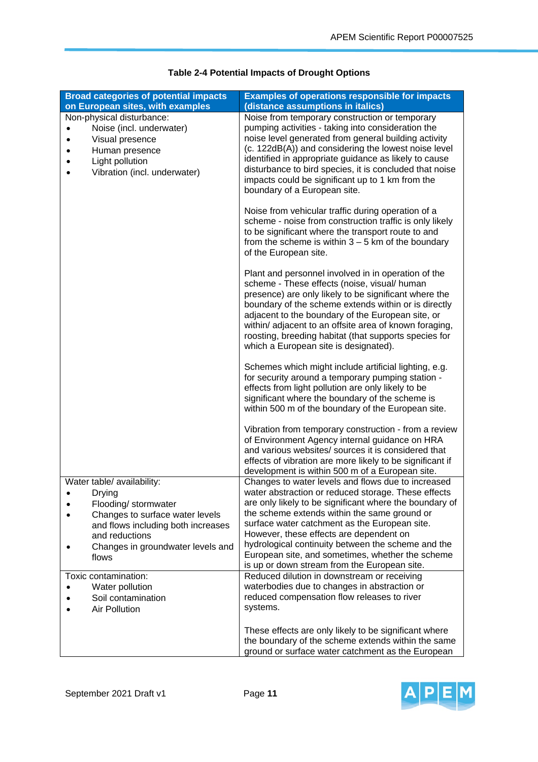**Table 2-4 Potential Impacts of Drought Options**

| Broad categories of potential impacts on European sites, with examples | Examples of operations responsible for impacts (distance assumptions in italics) |
|---|---|
| Non-physical disturbance:<br>• Noise (incl. underwater)<br>• Visual presence<br>• Human presence<br>• Light pollution<br>• Vibration (incl. underwater) | Noise from temporary construction or temporary pumping activities - taking into consideration the noise level generated from general building activity (c. 122dB(A)) and considering the lowest noise level identified in appropriate guidance as likely to cause disturbance to bird species, it is concluded that noise impacts could be significant up to 1 km from the boundary of a European site.<br><br>Noise from vehicular traffic during operation of a scheme - noise from construction traffic is only likely to be significant where the transport route to and from the scheme is within 3 – 5 km of the boundary of the European site.<br><br>Plant and personnel involved in in operation of the scheme - These effects (noise, visual/ human presence) are only likely to be significant where the boundary of the scheme extends within or is directly adjacent to the boundary of the European site, or within/ adjacent to an offsite area of known foraging, roosting, breeding habitat (that supports species for which a European site is designated).<br><br>Schemes which might include artificial lighting, e.g. for security around a temporary pumping station - effects from light pollution are only likely to be significant where the boundary of the scheme is within 500 m of the boundary of the European site.<br><br>Vibration from temporary construction - from a review of Environment Agency internal guidance on HRA and various websites/ sources it is considered that effects of vibration are more likely to be significant if development is within 500 m of a European site. |
| Water table/ availability:<br>• Drying<br>• Flooding/ stormwater<br>• Changes to surface water levels and flows including both increases and reductions<br>• Changes in groundwater levels and flows | Changes to water levels and flows due to increased water abstraction or reduced storage. These effects are only likely to be significant where the boundary of the scheme extends within the same ground or surface water catchment as the European site. However, these effects are dependent on hydrological continuity between the scheme and the European site, and sometimes, whether the scheme is up or down stream from the European site. |
| Toxic contamination:<br>• Water pollution<br>• Soil contamination<br>• Air Pollution | Reduced dilution in downstream or receiving waterbodies due to changes in abstraction or reduced compensation flow releases to river systems.<br><br>These effects are only likely to be significant where the boundary of the scheme extends within the same ground or surface water catchment as the European |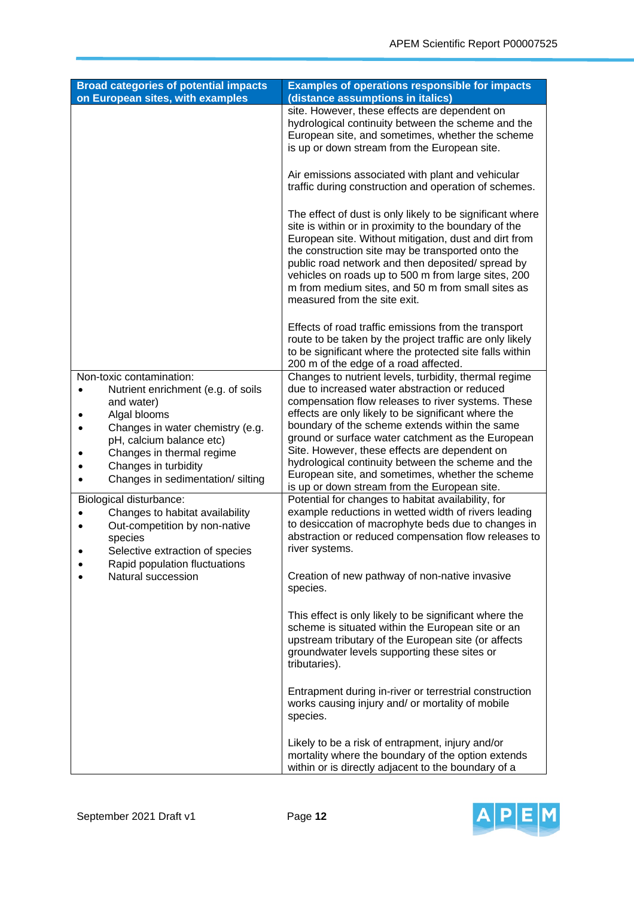| Broad categories of potential impacts on European sites, with examples | Examples of operations responsible for impacts (distance assumptions in italics) |
|---|---|
| | site. However, these effects are dependent on hydrological continuity between the scheme and the European site, and sometimes, whether the scheme is up or down stream from the European site.<br><br>Air emissions associated with plant and vehicular traffic during construction and operation of schemes.<br><br>The effect of dust is only likely to be significant where site is within or in proximity to the boundary of the European site. Without mitigation, dust and dirt from the construction site may be transported onto the public road network and then deposited/ spread by vehicles on roads up to 500 m from large sites, 200 m from medium sites, and 50 m from small sites as measured from the site exit.<br><br>Effects of road traffic emissions from the transport route to be taken by the project traffic are only likely to be significant where the protected site falls within 200 m of the edge of a road affected. |
| Non-toxic contamination:<br>• Nutrient enrichment (e.g. of soils and water)<br>• Algal blooms<br>• Changes in water chemistry (e.g. pH, calcium balance etc)<br>• Changes in thermal regime<br>• Changes in turbidity<br>• Changes in sedimentation/ silting | Changes to nutrient levels, turbidity, thermal regime due to increased water abstraction or reduced compensation flow releases to river systems. These effects are only likely to be significant where the boundary of the scheme extends within the same ground or surface water catchment as the European Site. However, these effects are dependent on hydrological continuity between the scheme and the European site, and sometimes, whether the scheme is up or down stream from the European site. |
| Biological disturbance:<br>• Changes to habitat availability<br>• Out-competition by non-native species<br>• Selective extraction of species<br>• Rapid population fluctuations<br>• Natural succession | Potential for changes to habitat availability, for example reductions in wetted width of rivers leading to desiccation of macrophyte beds due to changes in abstraction or reduced compensation flow releases to river systems.<br><br>Creation of new pathway of non-native invasive species.<br><br>This effect is only likely to be significant where the scheme is situated within the European site or an upstream tributary of the European site (or affects groundwater levels supporting these sites or tributaries).<br><br>Entrapment during in-river or terrestrial construction works causing injury and/ or mortality of mobile species.<br><br>Likely to be a risk of entrapment, injury and/or mortality where the boundary of the option extends within or is directly adjacent to the boundary of a |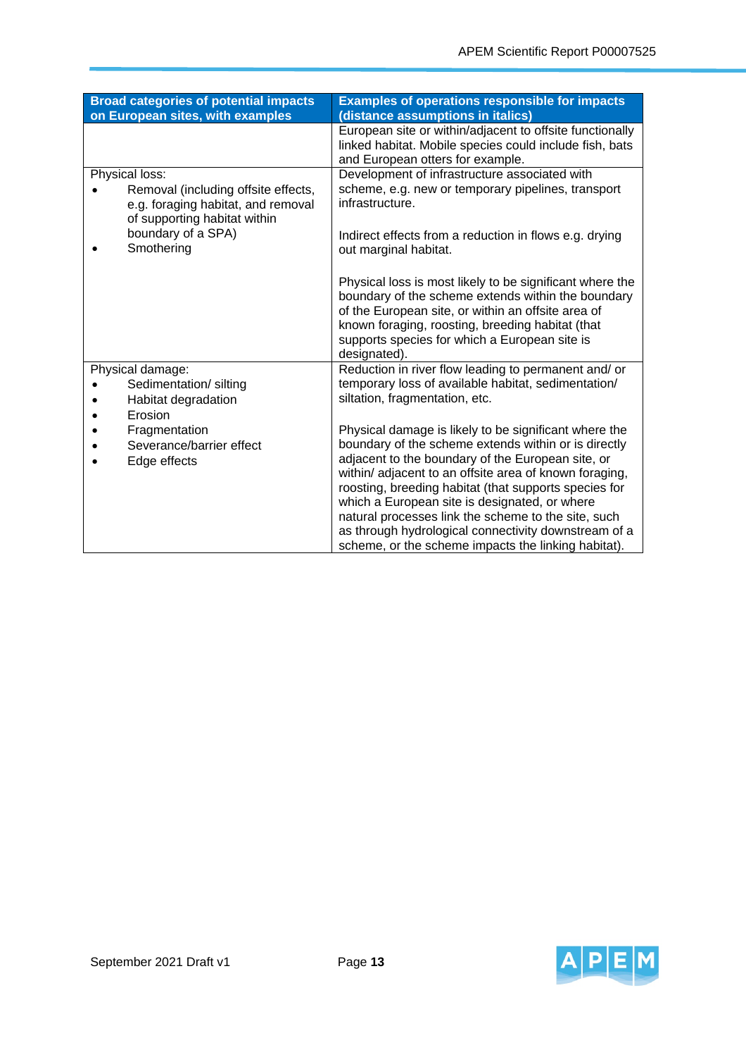| Broad categories of potential impacts on European sites, with examples | Examples of operations responsible for impacts (distance assumptions in italics) |
|---|---|
| | European site or within/adjacent to offsite functionally linked habitat. Mobile species could include fish, bats and European otters for example. |
| Physical loss:<br>• Removal (including offsite effects, e.g. foraging habitat, and removal of supporting habitat within boundary of a SPA)<br>• Smothering | Development of infrastructure associated with scheme, e.g. new or temporary pipelines, transport infrastructure.<br><br>Indirect effects from a reduction in flows e.g. drying out marginal habitat.<br><br>Physical loss is most likely to be significant where the boundary of the scheme extends within the boundary of the European site, or within an offsite area of known foraging, roosting, breeding habitat (that supports species for which a European site is designated). |
| Physical damage:<br>• Sedimentation/ silting<br>• Habitat degradation<br>• Erosion<br>• Fragmentation<br>• Severance/barrier effect<br>• Edge effects | Reduction in river flow leading to permanent and/ or temporary loss of available habitat, sedimentation/ siltation, fragmentation, etc.<br><br>Physical damage is likely to be significant where the boundary of the scheme extends within or is directly adjacent to the boundary of the European site, or within/ adjacent to an offsite area of known foraging, roosting, breeding habitat (that supports species for which a European site is designated, or where natural processes link the scheme to the site, such as through hydrological connectivity downstream of a scheme, or the scheme impacts the linking habitat). |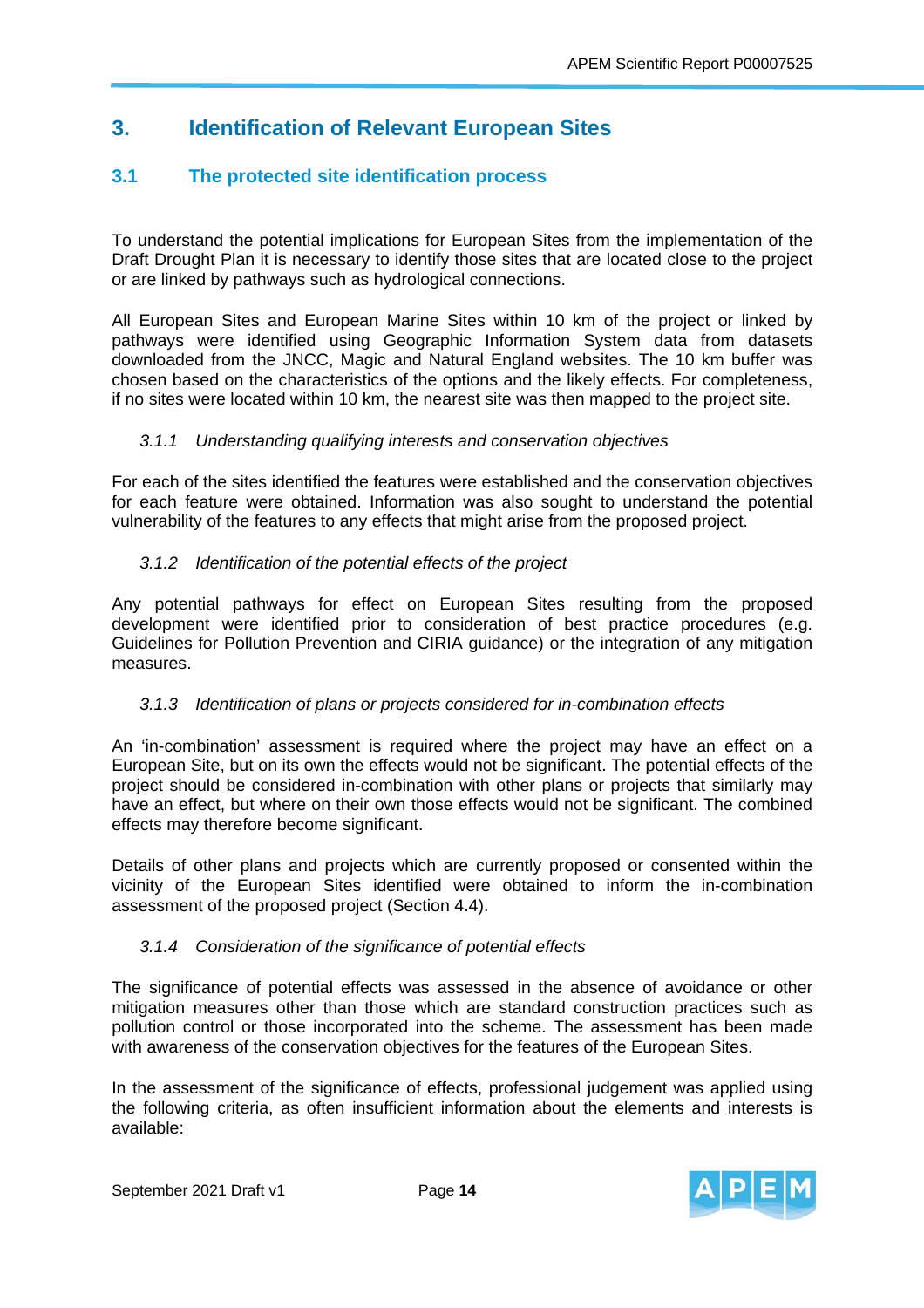# 3. Identification of Relevant European Sites

## 3.1 The protected site identification process

To understand the potential implications for European Sites from the implementation of the Draft Drought Plan it is necessary to identify those sites that are located close to the project or are linked by pathways such as hydrological connections.

All European Sites and European Marine Sites within 10 km of the project or linked by pathways were identified using Geographic Information System data from datasets downloaded from the JNCC, Magic and Natural England websites. The 10 km buffer was chosen based on the characteristics of the options and the likely effects. For completeness, if no sites were located within 10 km, the nearest site was then mapped to the project site.

### *3.1.1 Understanding qualifying interests and conservation objectives*

For each of the sites identified the features were established and the conservation objectives for each feature were obtained. Information was also sought to understand the potential vulnerability of the features to any effects that might arise from the proposed project.

### *3.1.2 Identification of the potential effects of the project*

Any potential pathways for effect on European Sites resulting from the proposed development were identified prior to consideration of best practice procedures (e.g. Guidelines for Pollution Prevention and CIRIA guidance) or the integration of any mitigation measures.

### *3.1.3 Identification of plans or projects considered for in-combination effects*

An 'in-combination' assessment is required where the project may have an effect on a European Site, but on its own the effects would not be significant. The potential effects of the project should be considered in-combination with other plans or projects that similarly may have an effect, but where on their own those effects would not be significant. The combined effects may therefore become significant.

Details of other plans and projects which are currently proposed or consented within the vicinity of the European Sites identified were obtained to inform the in-combination assessment of the proposed project (Section 4.4).

### *3.1.4 Consideration of the significance of potential effects*

The significance of potential effects was assessed in the absence of avoidance or other mitigation measures other than those which are standard construction practices such as pollution control or those incorporated into the scheme. The assessment has been made with awareness of the conservation objectives for the features of the European Sites.

In the assessment of the significance of effects, professional judgement was applied using the following criteria, as often insufficient information about the elements and interests is available: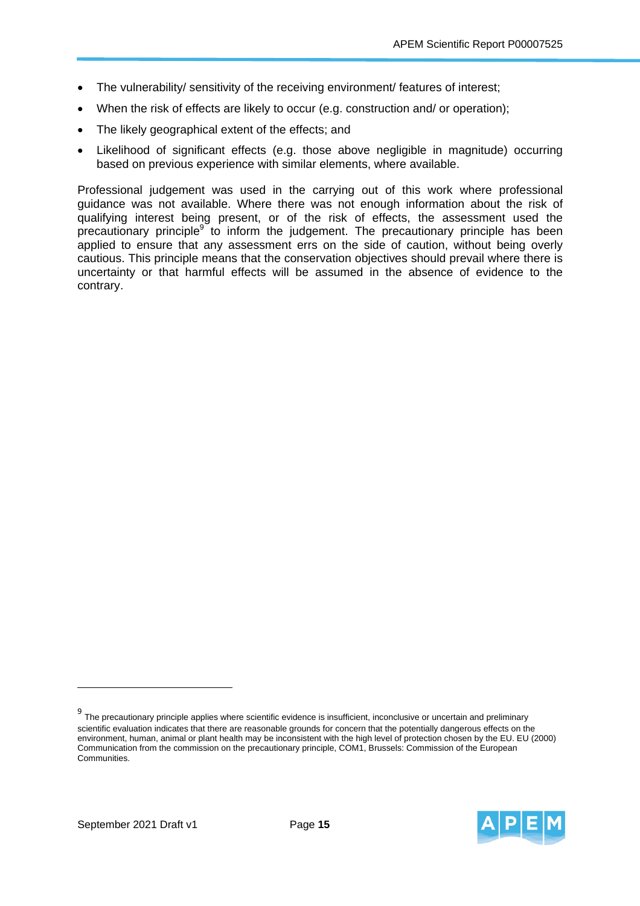- The vulnerability/ sensitivity of the receiving environment/ features of interest;
- When the risk of effects are likely to occur (e.g. construction and/ or operation);
- The likely geographical extent of the effects; and
- Likelihood of significant effects (e.g. those above negligible in magnitude) occurring based on previous experience with similar elements, where available.

Professional judgement was used in the carrying out of this work where professional guidance was not available. Where there was not enough information about the risk of qualifying interest being present, or of the risk of effects, the assessment used the precautionary principle[9] to inform the judgement. The precautionary principle has been applied to ensure that any assessment errs on the side of caution, without being overly cautious. This principle means that the conservation objectives should prevail where there is uncertainty or that harmful effects will be assumed in the absence of evidence to the contrary.

[9] The precautionary principle applies where scientific evidence is insufficient, inconclusive or uncertain and preliminary scientific evaluation indicates that there are reasonable grounds for concern that the potentially dangerous effects on the environment, human, animal or plant health may be inconsistent with the high level of protection chosen by the EU. EU (2000) Communication from the commission on the precautionary principle, COM1, Brussels: Commission of the European Communities.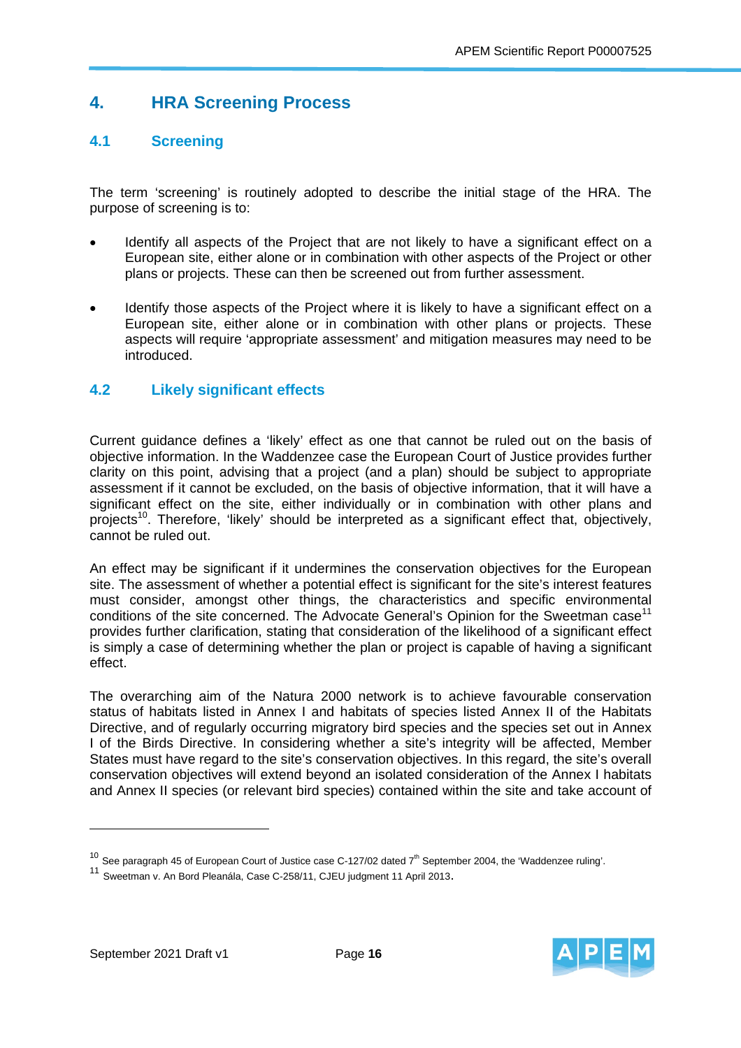# 4. HRA Screening Process

## 4.1 Screening

The term 'screening' is routinely adopted to describe the initial stage of the HRA. The purpose of screening is to:

- Identify all aspects of the Project that are not likely to have a significant effect on a European site, either alone or in combination with other aspects of the Project or other plans or projects. These can then be screened out from further assessment.
- Identify those aspects of the Project where it is likely to have a significant effect on a European site, either alone or in combination with other plans or projects. These aspects will require 'appropriate assessment' and mitigation measures may need to be introduced.

## 4.2 Likely significant effects

Current guidance defines a 'likely' effect as one that cannot be ruled out on the basis of objective information. In the Waddenzee case the European Court of Justice provides further clarity on this point, advising that a project (and a plan) should be subject to appropriate assessment if it cannot be excluded, on the basis of objective information, that it will have a significant effect on the site, either individually or in combination with other plans and projects[10]. Therefore, 'likely' should be interpreted as a significant effect that, objectively, cannot be ruled out.

An effect may be significant if it undermines the conservation objectives for the European site. The assessment of whether a potential effect is significant for the site's interest features must consider, amongst other things, the characteristics and specific environmental conditions of the site concerned. The Advocate General's Opinion for the Sweetman case[11] provides further clarification, stating that consideration of the likelihood of a significant effect is simply a case of determining whether the plan or project is capable of having a significant effect.

The overarching aim of the Natura 2000 network is to achieve favourable conservation status of habitats listed in Annex I and habitats of species listed Annex II of the Habitats Directive, and of regularly occurring migratory bird species and the species set out in Annex I of the Birds Directive. In considering whether a site's integrity will be affected, Member States must have regard to the site's conservation objectives. In this regard, the site's overall conservation objectives will extend beyond an isolated consideration of the Annex I habitats and Annex II species (or relevant bird species) contained within the site and take account of

---

[10] See paragraph 45 of European Court of Justice case C-127/02 dated 7th September 2004, the 'Waddenzee ruling'.

[11] Sweetman v. An Bord Pleanála, Case C-258/11, CJEU judgment 11 April 2013.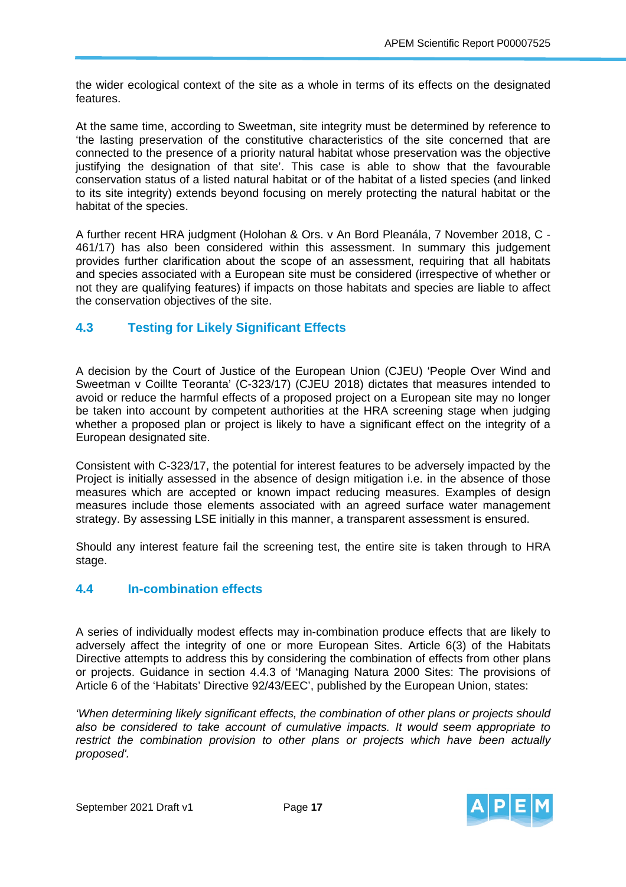the wider ecological context of the site as a whole in terms of its effects on the designated features.

At the same time, according to Sweetman, site integrity must be determined by reference to 'the lasting preservation of the constitutive characteristics of the site concerned that are connected to the presence of a priority natural habitat whose preservation was the objective justifying the designation of that site'. This case is able to show that the favourable conservation status of a listed natural habitat or of the habitat of a listed species (and linked to its site integrity) extends beyond focusing on merely protecting the natural habitat or the habitat of the species.

A further recent HRA judgment (Holohan & Ors. v An Bord Pleanála, 7 November 2018, C - 461/17) has also been considered within this assessment. In summary this judgement provides further clarification about the scope of an assessment, requiring that all habitats and species associated with a European site must be considered (irrespective of whether or not they are qualifying features) if impacts on those habitats and species are liable to affect the conservation objectives of the site.

## 4.3 Testing for Likely Significant Effects

A decision by the Court of Justice of the European Union (CJEU) 'People Over Wind and Sweetman v Coillte Teoranta' (C-323/17) (CJEU 2018) dictates that measures intended to avoid or reduce the harmful effects of a proposed project on a European site may no longer be taken into account by competent authorities at the HRA screening stage when judging whether a proposed plan or project is likely to have a significant effect on the integrity of a European designated site.

Consistent with C-323/17, the potential for interest features to be adversely impacted by the Project is initially assessed in the absence of design mitigation i.e. in the absence of those measures which are accepted or known impact reducing measures. Examples of design measures include those elements associated with an agreed surface water management strategy. By assessing LSE initially in this manner, a transparent assessment is ensured.

Should any interest feature fail the screening test, the entire site is taken through to HRA stage.

## 4.4 In-combination effects

A series of individually modest effects may in-combination produce effects that are likely to adversely affect the integrity of one or more European Sites. Article 6(3) of the Habitats Directive attempts to address this by considering the combination of effects from other plans or projects. Guidance in section 4.4.3 of 'Managing Natura 2000 Sites: The provisions of Article 6 of the 'Habitats' Directive 92/43/EEC', published by the European Union, states:

*'When determining likely significant effects, the combination of other plans or projects should also be considered to take account of cumulative impacts. It would seem appropriate to restrict the combination provision to other plans or projects which have been actually proposed'.*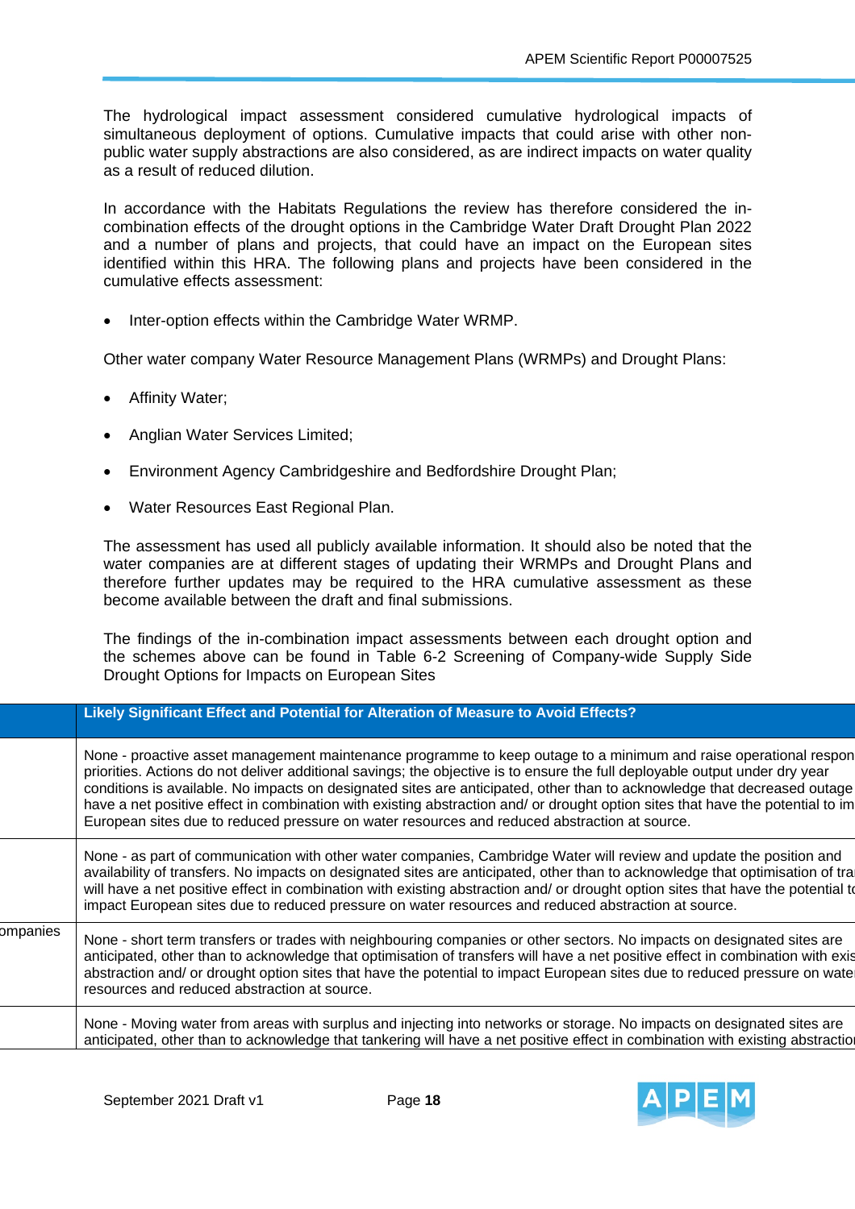The hydrological impact assessment considered cumulative hydrological impacts of simultaneous deployment of options. Cumulative impacts that could arise with other non-public water supply abstractions are also considered, as are indirect impacts on water quality as a result of reduced dilution.

In accordance with the Habitats Regulations the review has therefore considered the in-combination effects of the drought options in the Cambridge Water Draft Drought Plan 2022 and a number of plans and projects, that could have an impact on the European sites identified within this HRA. The following plans and projects have been considered in the cumulative effects assessment:

- Inter-option effects within the Cambridge Water WRMP.

Other water company Water Resource Management Plans (WRMPs) and Drought Plans:

- Affinity Water;
- Anglian Water Services Limited;
- Environment Agency Cambridgeshire and Bedfordshire Drought Plan;
- Water Resources East Regional Plan.

The assessment has used all publicly available information. It should also be noted that the water companies are at different stages of updating their WRMPs and Drought Plans and therefore further updates may be required to the HRA cumulative assessment as these become available between the draft and final submissions.

The findings of the in-combination impact assessments between each drought option and the schemes above can be found in Table 6-2 Screening of Company-wide Supply Side Drought Options for Impacts on European Sites

| | Likely Significant Effect and Potential for Alteration of Measure to Avoid Effects? |
|---|---|
| | None - proactive asset management maintenance programme to keep outage to a minimum and raise operational respon priorities. Actions do not deliver additional savings; the objective is to ensure the full deployable output under dry year conditions is available. No impacts on designated sites are anticipated, other than to acknowledge that decreased outage have a net positive effect in combination with existing abstraction and/ or drought option sites that have the potential to im European sites due to reduced pressure on water resources and reduced abstraction at source. |
| | None - as part of communication with other water companies, Cambridge Water will review and update the position and availability of transfers. No impacts on designated sites are anticipated, other than to acknowledge that optimisation of tra will have a net positive effect in combination with existing abstraction and/ or drought option sites that have the potential to impact European sites due to reduced pressure on water resources and reduced abstraction at source. |
| ompanies | None - short term transfers or trades with neighbouring companies or other sectors. No impacts on designated sites are anticipated, other than to acknowledge that optimisation of transfers will have a net positive effect in combination with exis abstraction and/ or drought option sites that have the potential to impact European sites due to reduced pressure on wate resources and reduced abstraction at source. |
| | None - Moving water from areas with surplus and injecting into networks or storage. No impacts on designated sites are anticipated, other than to acknowledge that tankering will have a net positive effect in combination with existing abstractio |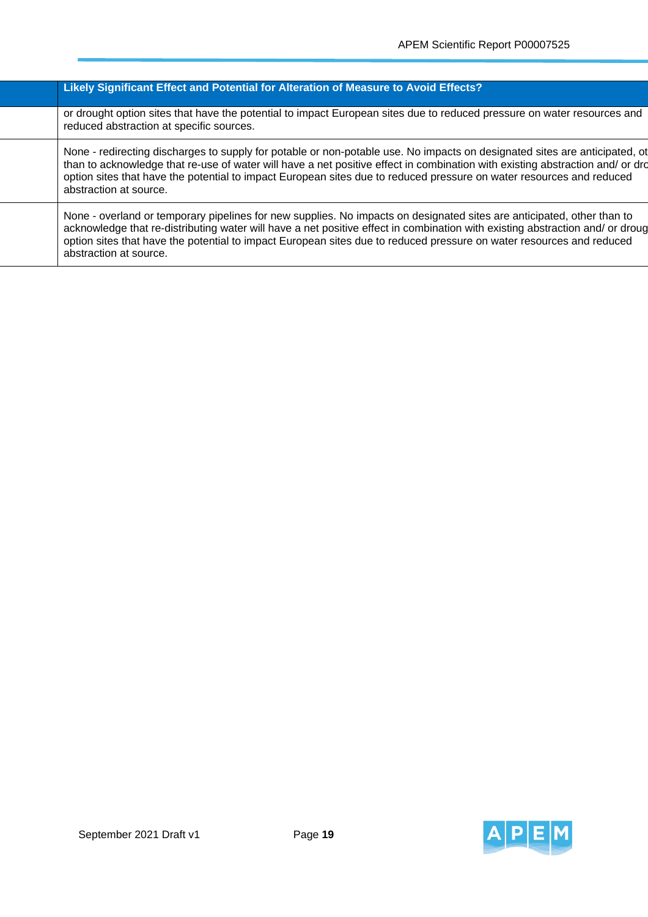| | Likely Significant Effect and Potential for Alteration of Measure to Avoid Effects? |
|---|---|
| | or drought option sites that have the potential to impact European sites due to reduced pressure on water resources and reduced abstraction at specific sources. |
| | None - redirecting discharges to supply for potable or non-potable use. No impacts on designated sites are anticipated, ot than to acknowledge that re-use of water will have a net positive effect in combination with existing abstraction and/ or dro option sites that have the potential to impact European sites due to reduced pressure on water resources and reduced abstraction at source. |
| | None - overland or temporary pipelines for new supplies. No impacts on designated sites are anticipated, other than to acknowledge that re-distributing water will have a net positive effect in combination with existing abstraction and/ or droug option sites that have the potential to impact European sites due to reduced pressure on water resources and reduced abstraction at source. |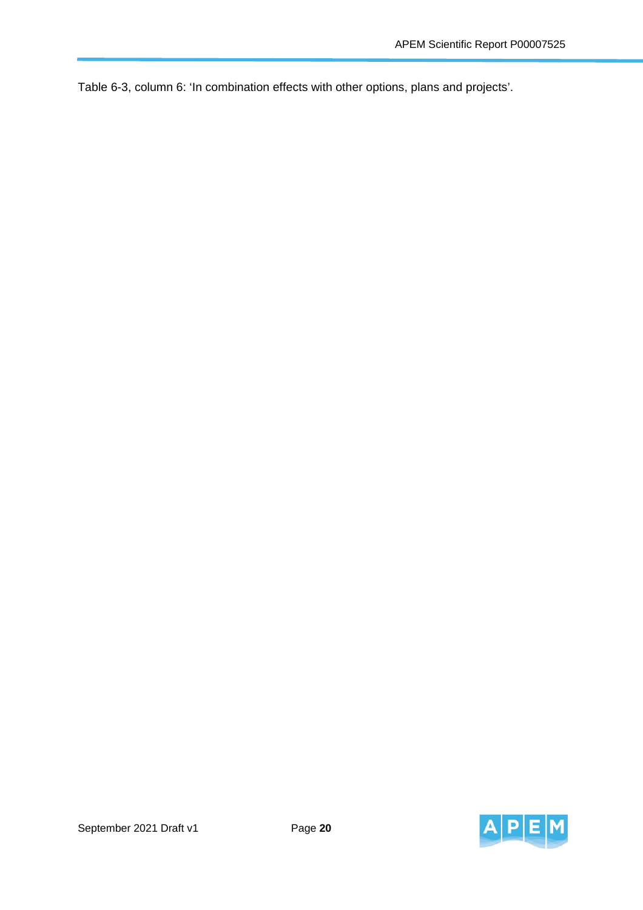Table 6-3, column 6: ‘In combination effects with other options, plans and projects’.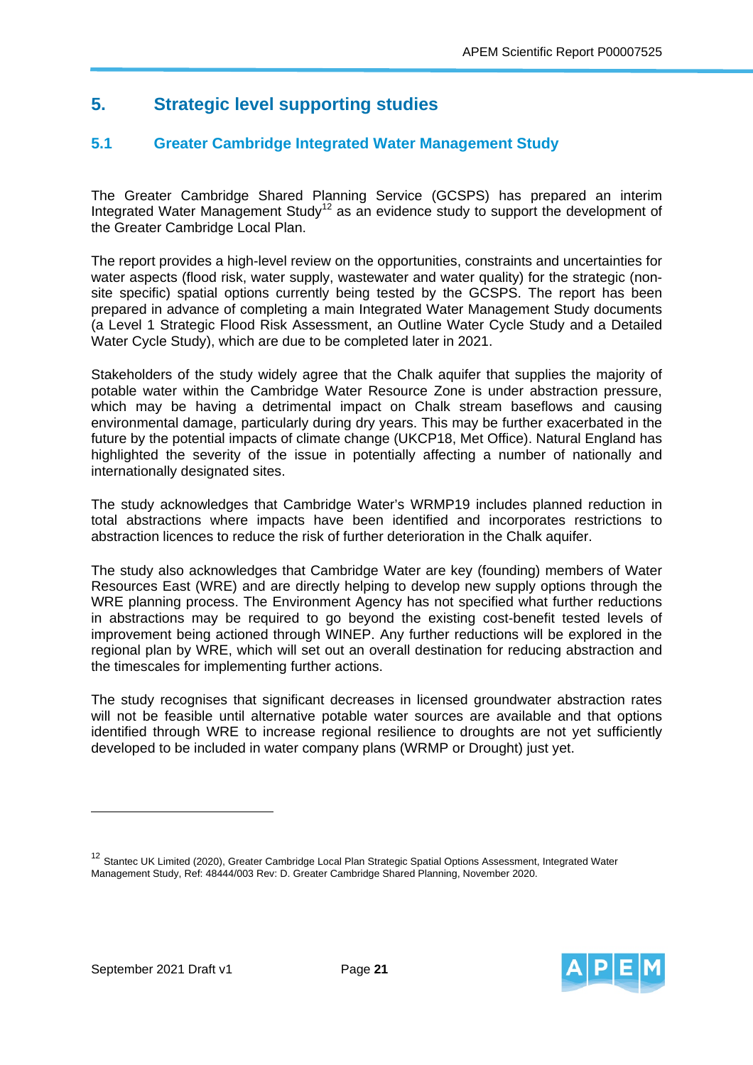# 5. Strategic level supporting studies

## 5.1 Greater Cambridge Integrated Water Management Study

The Greater Cambridge Shared Planning Service (GCSPS) has prepared an interim Integrated Water Management Study[12] as an evidence study to support the development of the Greater Cambridge Local Plan.

The report provides a high-level review on the opportunities, constraints and uncertainties for water aspects (flood risk, water supply, wastewater and water quality) for the strategic (non-site specific) spatial options currently being tested by the GCSPS. The report has been prepared in advance of completing a main Integrated Water Management Study documents (a Level 1 Strategic Flood Risk Assessment, an Outline Water Cycle Study and a Detailed Water Cycle Study), which are due to be completed later in 2021.

Stakeholders of the study widely agree that the Chalk aquifer that supplies the majority of potable water within the Cambridge Water Resource Zone is under abstraction pressure, which may be having a detrimental impact on Chalk stream baseflows and causing environmental damage, particularly during dry years. This may be further exacerbated in the future by the potential impacts of climate change (UKCP18, Met Office). Natural England has highlighted the severity of the issue in potentially affecting a number of nationally and internationally designated sites.

The study acknowledges that Cambridge Water's WRMP19 includes planned reduction in total abstractions where impacts have been identified and incorporates restrictions to abstraction licences to reduce the risk of further deterioration in the Chalk aquifer.

The study also acknowledges that Cambridge Water are key (founding) members of Water Resources East (WRE) and are directly helping to develop new supply options through the WRE planning process. The Environment Agency has not specified what further reductions in abstractions may be required to go beyond the existing cost-benefit tested levels of improvement being actioned through WINEP. Any further reductions will be explored in the regional plan by WRE, which will set out an overall destination for reducing abstraction and the timescales for implementing further actions.

The study recognises that significant decreases in licensed groundwater abstraction rates will not be feasible until alternative potable water sources are available and that options identified through WRE to increase regional resilience to droughts are not yet sufficiently developed to be included in water company plans (WRMP or Drought) just yet.

---

[12] Stantec UK Limited (2020), Greater Cambridge Local Plan Strategic Spatial Options Assessment, Integrated Water Management Study, Ref: 48444/003 Rev: D. Greater Cambridge Shared Planning, November 2020.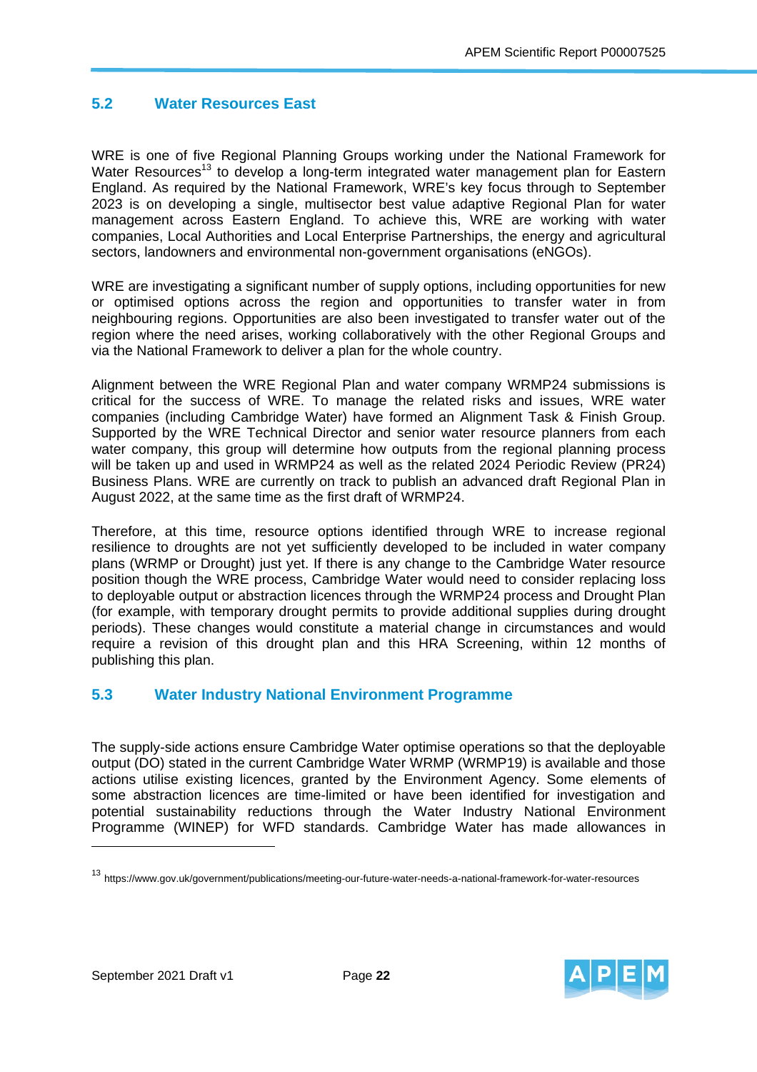## 5.2 Water Resources East

WRE is one of five Regional Planning Groups working under the National Framework for Water Resources[13] to develop a long-term integrated water management plan for Eastern England. As required by the National Framework, WRE's key focus through to September 2023 is on developing a single, multisector best value adaptive Regional Plan for water management across Eastern England. To achieve this, WRE are working with water companies, Local Authorities and Local Enterprise Partnerships, the energy and agricultural sectors, landowners and environmental non-government organisations (eNGOs).

WRE are investigating a significant number of supply options, including opportunities for new or optimised options across the region and opportunities to transfer water in from neighbouring regions. Opportunities are also been investigated to transfer water out of the region where the need arises, working collaboratively with the other Regional Groups and via the National Framework to deliver a plan for the whole country.

Alignment between the WRE Regional Plan and water company WRMP24 submissions is critical for the success of WRE. To manage the related risks and issues, WRE water companies (including Cambridge Water) have formed an Alignment Task & Finish Group. Supported by the WRE Technical Director and senior water resource planners from each water company, this group will determine how outputs from the regional planning process will be taken up and used in WRMP24 as well as the related 2024 Periodic Review (PR24) Business Plans. WRE are currently on track to publish an advanced draft Regional Plan in August 2022, at the same time as the first draft of WRMP24.

Therefore, at this time, resource options identified through WRE to increase regional resilience to droughts are not yet sufficiently developed to be included in water company plans (WRMP or Drought) just yet. If there is any change to the Cambridge Water resource position though the WRE process, Cambridge Water would need to consider replacing loss to deployable output or abstraction licences through the WRMP24 process and Drought Plan (for example, with temporary drought permits to provide additional supplies during drought periods). These changes would constitute a material change in circumstances and would require a revision of this drought plan and this HRA Screening, within 12 months of publishing this plan.

## 5.3 Water Industry National Environment Programme

The supply-side actions ensure Cambridge Water optimise operations so that the deployable output (DO) stated in the current Cambridge Water WRMP (WRMP19) is available and those actions utilise existing licences, granted by the Environment Agency. Some elements of some abstraction licences are time-limited or have been identified for investigation and potential sustainability reductions through the Water Industry National Environment Programme (WINEP) for WFD standards. Cambridge Water has made allowances in

---

[13] https://www.gov.uk/government/publications/meeting-our-future-water-needs-a-national-framework-for-water-resources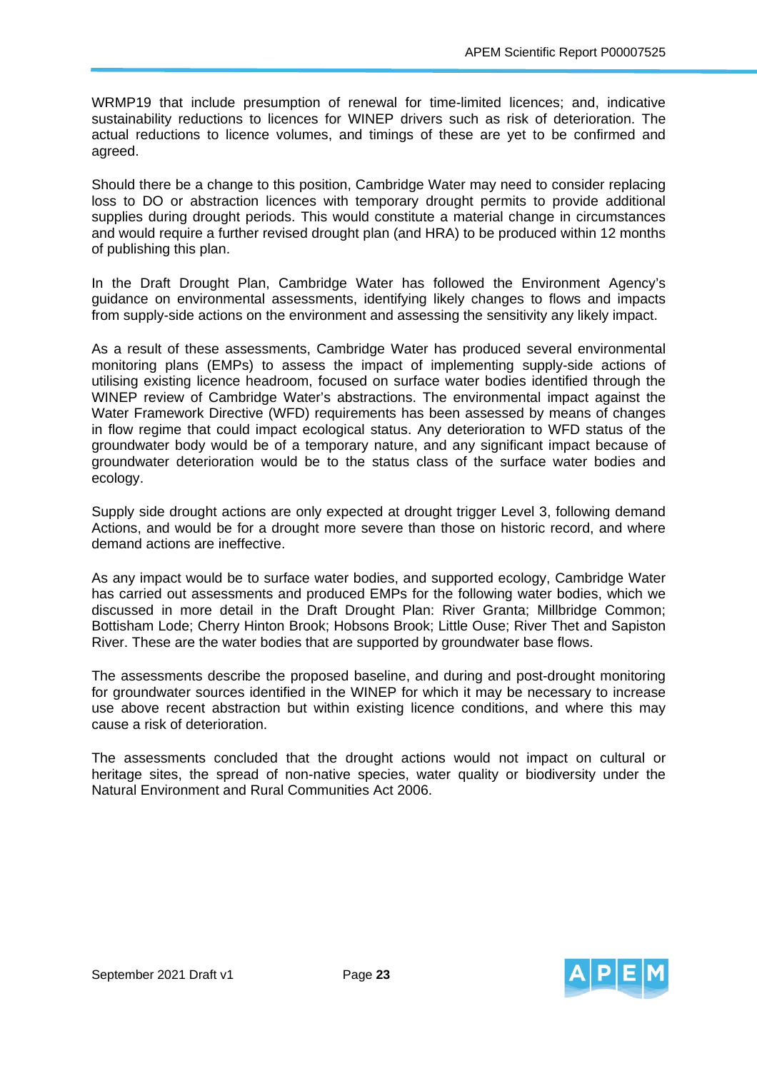WRMP19 that include presumption of renewal for time-limited licences; and, indicative sustainability reductions to licences for WINEP drivers such as risk of deterioration. The actual reductions to licence volumes, and timings of these are yet to be confirmed and agreed.

Should there be a change to this position, Cambridge Water may need to consider replacing loss to DO or abstraction licences with temporary drought permits to provide additional supplies during drought periods. This would constitute a material change in circumstances and would require a further revised drought plan (and HRA) to be produced within 12 months of publishing this plan.

In the Draft Drought Plan, Cambridge Water has followed the Environment Agency's guidance on environmental assessments, identifying likely changes to flows and impacts from supply-side actions on the environment and assessing the sensitivity any likely impact.

As a result of these assessments, Cambridge Water has produced several environmental monitoring plans (EMPs) to assess the impact of implementing supply-side actions of utilising existing licence headroom, focused on surface water bodies identified through the WINEP review of Cambridge Water's abstractions. The environmental impact against the Water Framework Directive (WFD) requirements has been assessed by means of changes in flow regime that could impact ecological status. Any deterioration to WFD status of the groundwater body would be of a temporary nature, and any significant impact because of groundwater deterioration would be to the status class of the surface water bodies and ecology.

Supply side drought actions are only expected at drought trigger Level 3, following demand Actions, and would be for a drought more severe than those on historic record, and where demand actions are ineffective.

As any impact would be to surface water bodies, and supported ecology, Cambridge Water has carried out assessments and produced EMPs for the following water bodies, which we discussed in more detail in the Draft Drought Plan: River Granta; Millbridge Common; Bottisham Lode; Cherry Hinton Brook; Hobsons Brook; Little Ouse; River Thet and Sapiston River. These are the water bodies that are supported by groundwater base flows.

The assessments describe the proposed baseline, and during and post-drought monitoring for groundwater sources identified in the WINEP for which it may be necessary to increase use above recent abstraction but within existing licence conditions, and where this may cause a risk of deterioration.

The assessments concluded that the drought actions would not impact on cultural or heritage sites, the spread of non-native species, water quality or biodiversity under the Natural Environment and Rural Communities Act 2006.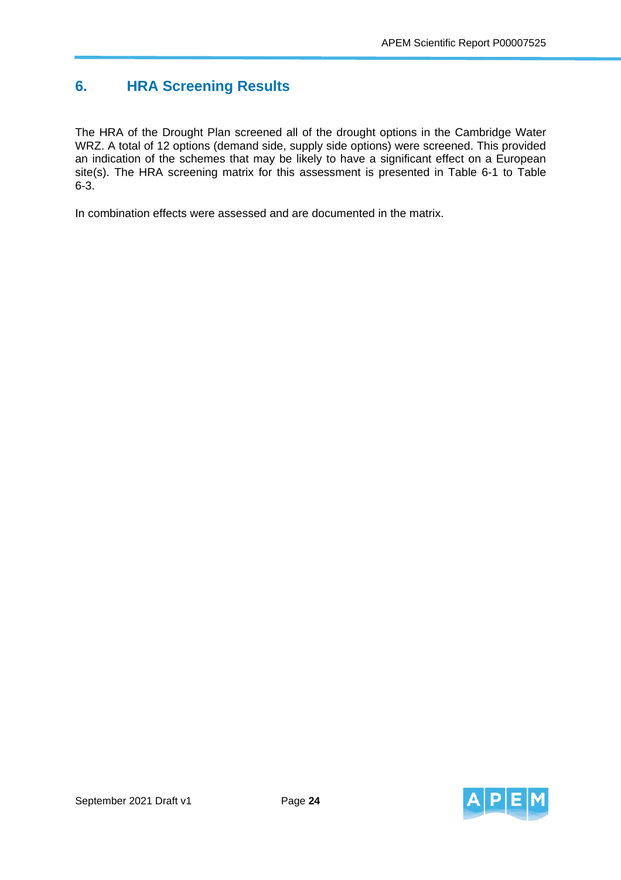# 6. HRA Screening Results

The HRA of the Drought Plan screened all of the drought options in the Cambridge Water WRZ. A total of 12 options (demand side, supply side options) were screened. This provided an indication of the schemes that may be likely to have a significant effect on a European site(s). The HRA screening matrix for this assessment is presented in Table 6-1 to Table 6-3.

In combination effects were assessed and are documented in the matrix.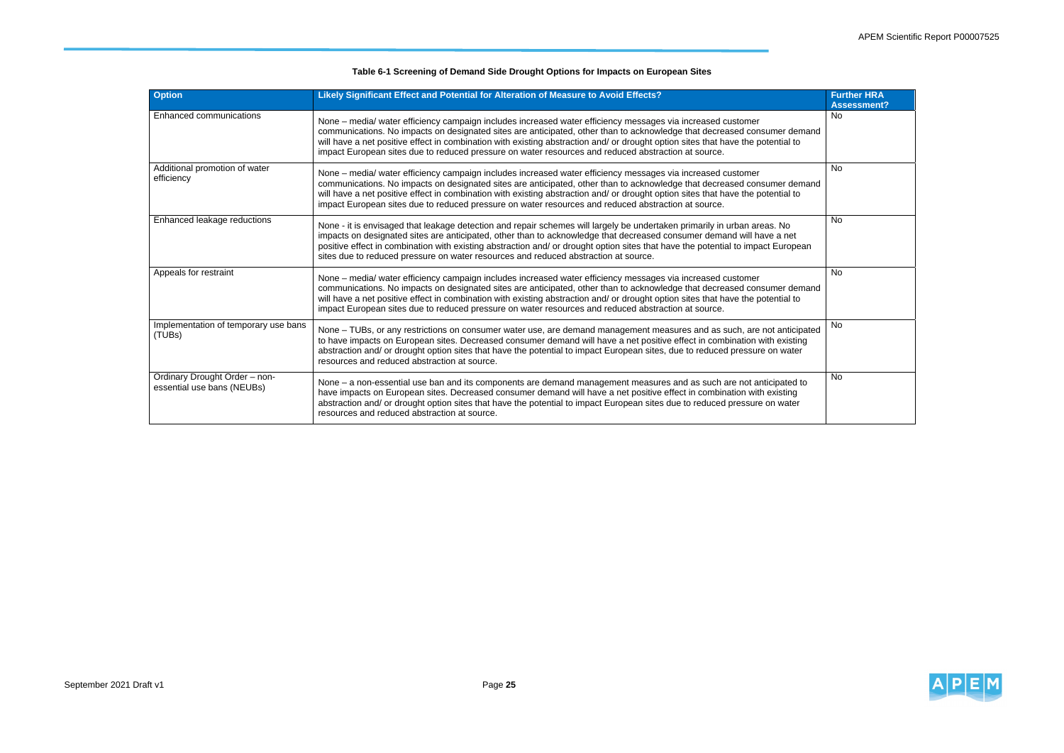**Table 6-1 Screening of Demand Side Drought Options for Impacts on European Sites**

| Option | Likely Significant Effect and Potential for Alteration of Measure to Avoid Effects? | Further HRA Assessment? |
|---|---|---|
| Enhanced communications | None – media/ water efficiency campaign includes increased water efficiency messages via increased customer communications. No impacts on designated sites are anticipated, other than to acknowledge that decreased consumer demand will have a net positive effect in combination with existing abstraction and/ or drought option sites that have the potential to impact European sites due to reduced pressure on water resources and reduced abstraction at source. | No |
| Additional promotion of water efficiency | None – media/ water efficiency campaign includes increased water efficiency messages via increased customer communications. No impacts on designated sites are anticipated, other than to acknowledge that decreased consumer demand will have a net positive effect in combination with existing abstraction and/ or drought option sites that have the potential to impact European sites due to reduced pressure on water resources and reduced abstraction at source. | No |
| Enhanced leakage reductions | None - it is envisaged that leakage detection and repair schemes will largely be undertaken primarily in urban areas. No impacts on designated sites are anticipated, other than to acknowledge that decreased consumer demand will have a net positive effect in combination with existing abstraction and/ or drought option sites that have the potential to impact European sites due to reduced pressure on water resources and reduced abstraction at source. | No |
| Appeals for restraint | None – media/ water efficiency campaign includes increased water efficiency messages via increased customer communications. No impacts on designated sites are anticipated, other than to acknowledge that decreased consumer demand will have a net positive effect in combination with existing abstraction and/ or drought option sites that have the potential to impact European sites due to reduced pressure on water resources and reduced abstraction at source. | No |
| Implementation of temporary use bans (TUBs) | None – TUBs, or any restrictions on consumer water use, are demand management measures and as such, are not anticipated to have impacts on European sites. Decreased consumer demand will have a net positive effect in combination with existing abstraction and/ or drought option sites that have the potential to impact European sites, due to reduced pressure on water resources and reduced abstraction at source. | No |
| Ordinary Drought Order – non-essential use bans (NEUBs) | None – a non-essential use ban and its components are demand management measures and as such are not anticipated to have impacts on European sites. Decreased consumer demand will have a net positive effect in combination with existing abstraction and/ or drought option sites that have the potential to impact European sites due to reduced pressure on water resources and reduced abstraction at source. | No |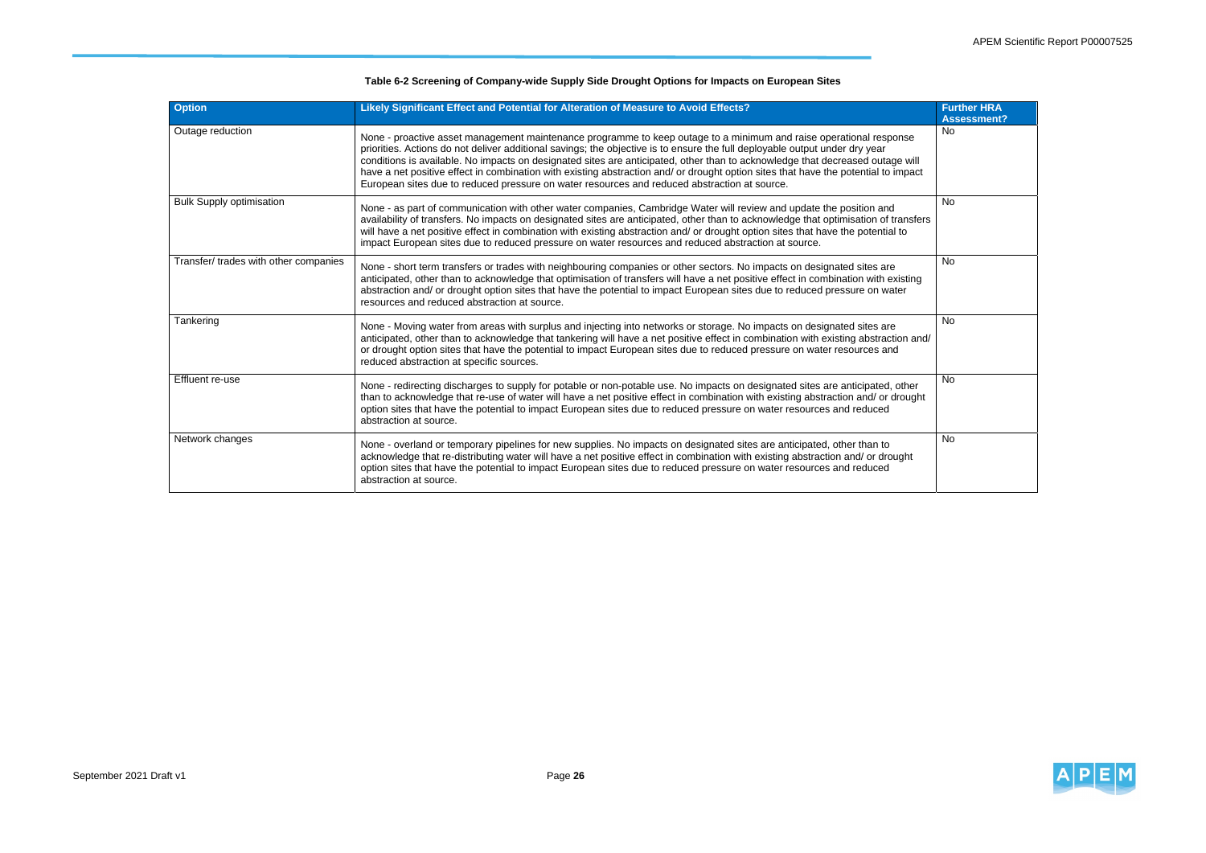**Table 6-2 Screening of Company-wide Supply Side Drought Options for Impacts on European Sites**

| Option | Likely Significant Effect and Potential for Alteration of Measure to Avoid Effects? | Further HRA Assessment? |
|---|---|---|
| Outage reduction | None - proactive asset management maintenance programme to keep outage to a minimum and raise operational response priorities. Actions do not deliver additional savings; the objective is to ensure the full deployable output under dry year conditions is available. No impacts on designated sites are anticipated, other than to acknowledge that decreased outage will have a net positive effect in combination with existing abstraction and/ or drought option sites that have the potential to impact European sites due to reduced pressure on water resources and reduced abstraction at source. | No |
| Bulk Supply optimisation | None - as part of communication with other water companies, Cambridge Water will review and update the position and availability of transfers. No impacts on designated sites are anticipated, other than to acknowledge that optimisation of transfers will have a net positive effect in combination with existing abstraction and/ or drought option sites that have the potential to impact European sites due to reduced pressure on water resources and reduced abstraction at source. | No |
| Transfer/ trades with other companies | None - short term transfers or trades with neighbouring companies or other sectors. No impacts on designated sites are anticipated, other than to acknowledge that optimisation of transfers will have a net positive effect in combination with existing abstraction and/ or drought option sites that have the potential to impact European sites due to reduced pressure on water resources and reduced abstraction at source. | No |
| Tankering | None - Moving water from areas with surplus and injecting into networks or storage. No impacts on designated sites are anticipated, other than to acknowledge that tankering will have a net positive effect in combination with existing abstraction and/ or drought option sites that have the potential to impact European sites due to reduced pressure on water resources and reduced abstraction at specific sources. | No |
| Effluent re-use | None - redirecting discharges to supply for potable or non-potable use. No impacts on designated sites are anticipated, other than to acknowledge that re-use of water will have a net positive effect in combination with existing abstraction and/ or drought option sites that have the potential to impact European sites due to reduced pressure on water resources and reduced abstraction at source. | No |
| Network changes | None - overland or temporary pipelines for new supplies. No impacts on designated sites are anticipated, other than to acknowledge that re-distributing water will have a net positive effect in combination with existing abstraction and/ or drought option sites that have the potential to impact European sites due to reduced pressure on water resources and reduced abstraction at source. | No |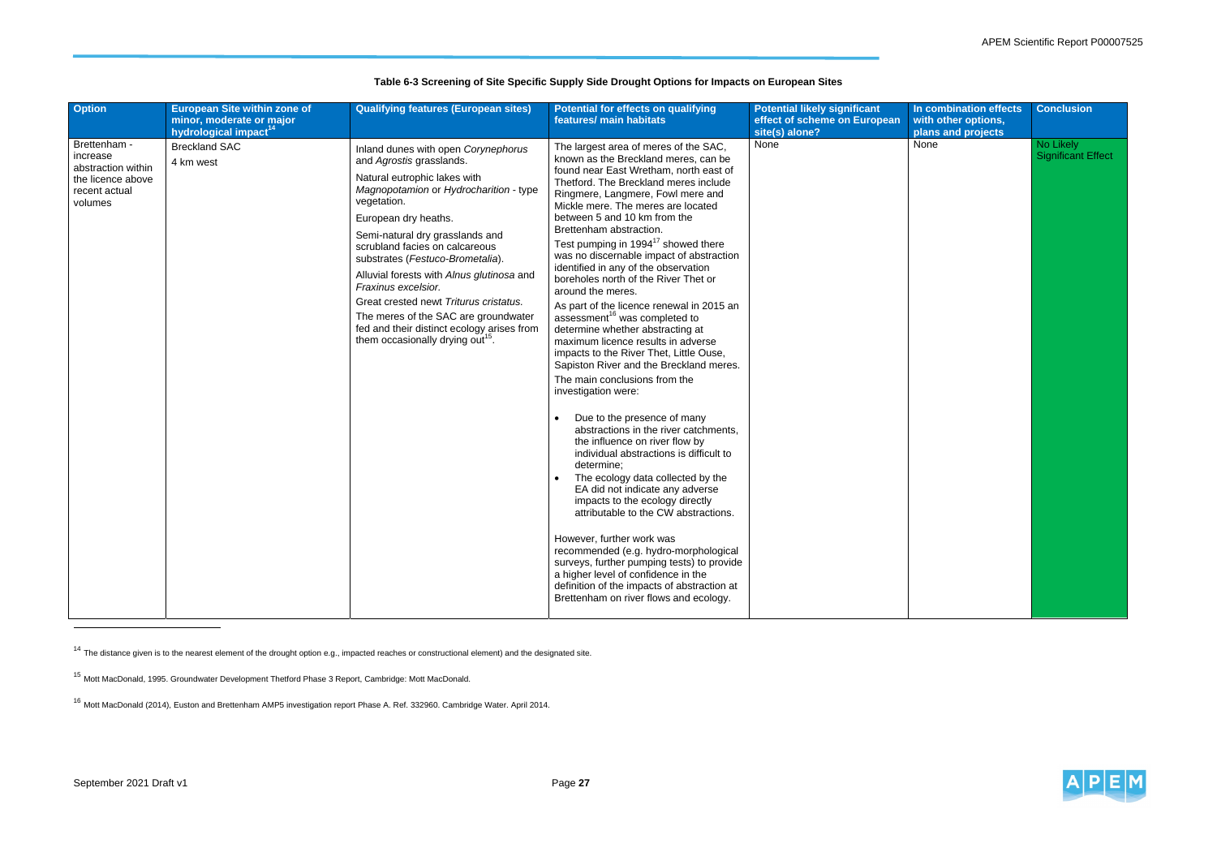**Table 6-3 Screening of Site Specific Supply Side Drought Options for Impacts on European Sites**

| Option | European Site within zone of minor, moderate or major hydrological impact[14] | Qualifying features (European sites) | Potential for effects on qualifying features/ main habitats | Potential likely significant effect of scheme on European site(s) alone? | In combination effects with other options, plans and projects | Conclusion |
|---|---|---|---|---|---|---|
| Brettenham - increase abstraction within the licence above recent actual volumes | Breckland SAC<br>4 km west | Inland dunes with open *Corynephorus* and *Agrostis* grasslands.<br>Natural eutrophic lakes with *Magnopotamion* or *Hydrocharition* - type vegetation.<br>European dry heaths.<br>Semi-natural dry grasslands and scrubland facies on calcareous substrates (*Festuco-Brometalia*).<br>Alluvial forests with *Alnus glutinosa* and *Fraxinus excelsior.*<br>Great crested newt *Triturus cristatus.*<br>The meres of the SAC are groundwater fed and their distinct ecology arises from them occasionally drying out[15]. | The largest area of meres of the SAC, known as the Breckland meres, can be found near East Wretham, north east of Thetford. The Breckland meres include Ringmere, Langmere, Fowl mere and Mickle mere. The meres are located between 5 and 10 km from the Brettenham abstraction.<br>Test pumping in 1994[17] showed there was no discernable impact of abstraction identified in any of the observation boreholes north of the River Thet or around the meres.<br>As part of the licence renewal in 2015 an assessment[16] was completed to determine whether abstracting at maximum licence results in adverse impacts to the River Thet, Little Ouse, Sapiston River and the Breckland meres.<br>The main conclusions from the investigation were:<br>• Due to the presence of many abstractions in the river catchments, the influence on river flow by individual abstractions is difficult to determine;<br>• The ecology data collected by the EA did not indicate any adverse impacts to the ecology directly attributable to the CW abstractions.<br>However, further work was recommended (e.g. hydro-morphological surveys, further pumping tests) to provide a higher level of confidence in the definition of the impacts of abstraction at Brettenham on river flows and ecology. | None | None | No Likely Significant Effect |

[14] The distance given is to the nearest element of the drought option e.g., impacted reaches or constructional element) and the designated site.

[15] Mott MacDonald, 1995. Groundwater Development Thetford Phase 3 Report, Cambridge: Mott MacDonald.

[16] Mott MacDonald (2014), Euston and Brettenham AMP5 investigation report Phase A. Ref. 332960. Cambridge Water. April 2014.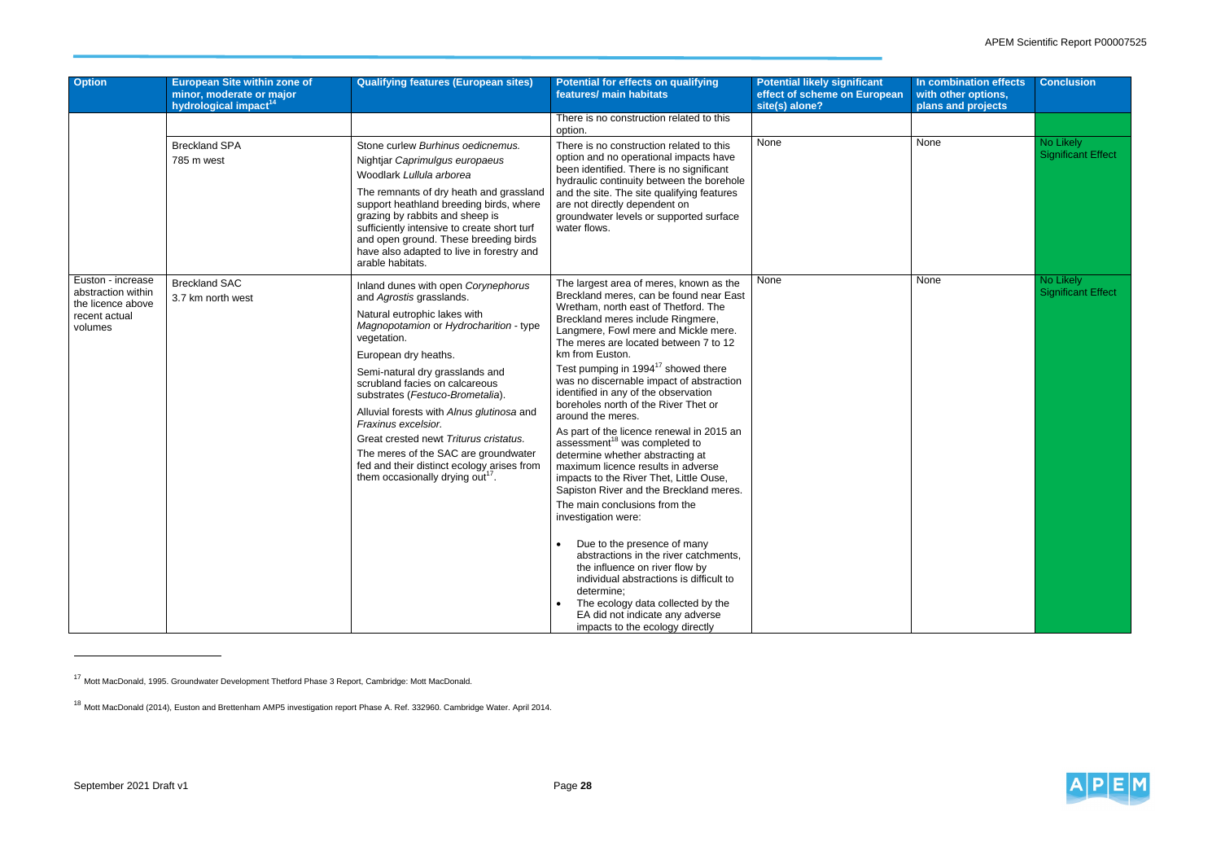| Option | European Site within zone of minor, moderate or major hydrological impact[14] | Qualifying features (European sites) | Potential for effects on qualifying features/ main habitats | Potential likely significant effect of scheme on European site(s) alone? | In combination effects with other options, plans and projects | Conclusion |
|---|---|---|---|---|---|---|
| | | | There is no construction related to this option. | | | |
| | Breckland SPA<br>785 m west | Stone curlew *Burhinus oedicnemus.*<br>Nightjar *Caprimulgus europaeus*<br>Woodlark *Lullula arborea*<br>The remnants of dry heath and grassland support heathland breeding birds, where grazing by rabbits and sheep is sufficiently intensive to create short turf and open ground. These breeding birds have also adapted to live in forestry and arable habitats. | There is no construction related to this option and no operational impacts have been identified. There is no significant hydraulic continuity between the borehole and the site. The site qualifying features are not directly dependent on groundwater levels or supported surface water flows. | None | None | No Likely Significant Effect |
| Euston - increase abstraction within the licence above recent actual volumes | Breckland SAC<br>3.7 km north west | Inland dunes with open *Corynephorus* and *Agrostis* grasslands.<br>Natural eutrophic lakes with *Magnopotamion* or *Hydrocharition* - type vegetation.<br>European dry heaths.<br>Semi-natural dry grasslands and scrubland facies on calcareous substrates (*Festuco-Brometalia*).<br>Alluvial forests with *Alnus glutinosa* and *Fraxinus excelsior.*<br>Great crested newt *Triturus cristatus.*<br>The meres of the SAC are groundwater fed and their distinct ecology arises from them occasionally drying out[17]. | The largest area of meres, known as the Breckland meres, can be found near East Wretham, north east of Thetford. The Breckland meres include Ringmere, Langmere, Fowl mere and Mickle mere. The meres are located between 7 to 12 km from Euston.<br>Test pumping in 1994[17] showed there was no discernable impact of abstraction identified in any of the observation boreholes north of the River Thet or around the meres.<br>As part of the licence renewal in 2015 an assessment[18] was completed to determine whether abstracting at maximum licence results in adverse impacts to the River Thet, Little Ouse, Sapiston River and the Breckland meres.<br>The main conclusions from the investigation were:<br>• Due to the presence of many abstractions in the river catchments, the influence on river flow by individual abstractions is difficult to determine;<br>• The ecology data collected by the EA did not indicate any adverse impacts to the ecology directly | None | None | No Likely Significant Effect |

[17] Mott MacDonald, 1995. Groundwater Development Thetford Phase 3 Report, Cambridge: Mott MacDonald.

[18] Mott MacDonald (2014), Euston and Brettenham AMP5 investigation report Phase A. Ref. 332960. Cambridge Water. April 2014.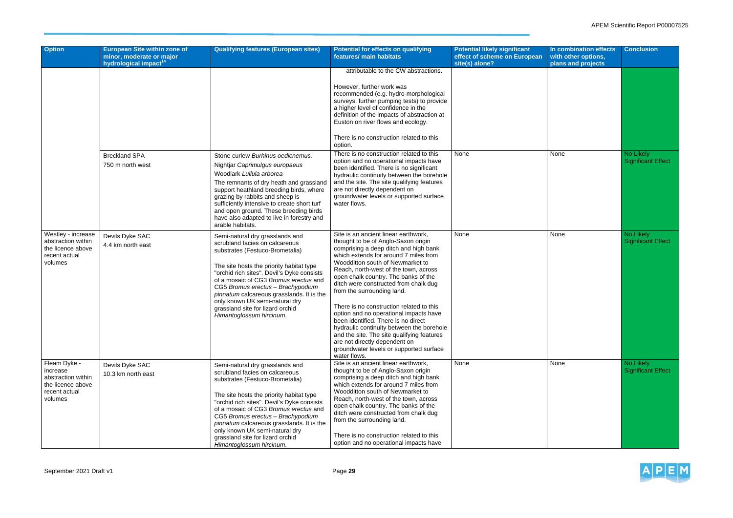| Option | European Site within zone of minor, moderate or major hydrological impact[14] | Qualifying features (European sites) | Potential for effects on qualifying features/ main habitats | Potential likely significant effect of scheme on European site(s) alone? | In combination effects with other options, plans and projects | Conclusion |
|---|---|---|---|---|---|---|
| | | | attributable to the CW abstractions.<br><br>However, further work was recommended (e.g. hydro-morphological surveys, further pumping tests) to provide a higher level of confidence in the definition of the impacts of abstraction at Euston on river flows and ecology.<br><br>There is no construction related to this option. | | | |
| | Breckland SPA<br>750 m north west | Stone curlew *Burhinus oedicnemus.*<br>Nightjar *Caprimulgus europaeus*<br>Woodlark *Lullula arborea*<br>The remnants of dry heath and grassland support heathland breeding birds, where grazing by rabbits and sheep is sufficiently intensive to create short turf and open ground. These breeding birds have also adapted to live in forestry and arable habitats. | There is no construction related to this option and no operational impacts have been identified. There is no significant hydraulic continuity between the borehole and the site. The site qualifying features are not directly dependent on groundwater levels or supported surface water flows. | None | None | No Likely Significant Effect |
| Westley - increase abstraction within the licence above recent actual volumes | Devils Dyke SAC<br>4.4 km north east | Semi-natural dry grasslands and scrubland facies on calcareous substrates (Festuco-Brometalia)<br><br>The site hosts the priority habitat type "orchid rich sites". Devil's Dyke consists of a mosaic of CG3 *Bromus erectus* and CG5 *Bromus erectus – Brachypodium pinnatum* calcareous grasslands. It is the only known UK semi-natural dry grassland site for lizard orchid *Himantoglossum hircinum.* | Site is an ancient linear earthwork, thought to be of Anglo-Saxon origin comprising a deep ditch and high bank which extends for around 7 miles from Woodditton south of Newmarket to Reach, north-west of the town, across open chalk country. The banks of the ditch were constructed from chalk dug from the surrounding land.<br><br>There is no construction related to this option and no operational impacts have been identified. There is no direct hydraulic continuity between the borehole and the site. The site qualifying features are not directly dependent on groundwater levels or supported surface water flows. | None | None | No Likely Significant Effect |
| Fleam Dyke - increase abstraction within the licence above recent actual volumes | Devils Dyke SAC<br>10.3 km north east | Semi-natural dry grasslands and scrubland facies on calcareous substrates (Festuco-Brometalia)<br><br>The site hosts the priority habitat type "orchid rich sites". Devil's Dyke consists of a mosaic of CG3 *Bromus erectus* and CG5 *Bromus erectus – Brachypodium pinnatum* calcareous grasslands. It is the only known UK semi-natural dry grassland site for lizard orchid *Himantoglossum hircinum.* | Site is an ancient linear earthwork, thought to be of Anglo-Saxon origin comprising a deep ditch and high bank which extends for around 7 miles from Woodditton south of Newmarket to Reach, north-west of the town, across open chalk country. The banks of the ditch were constructed from chalk dug from the surrounding land.<br><br>There is no construction related to this option and no operational impacts have | None | None | No Likely Significant Effect |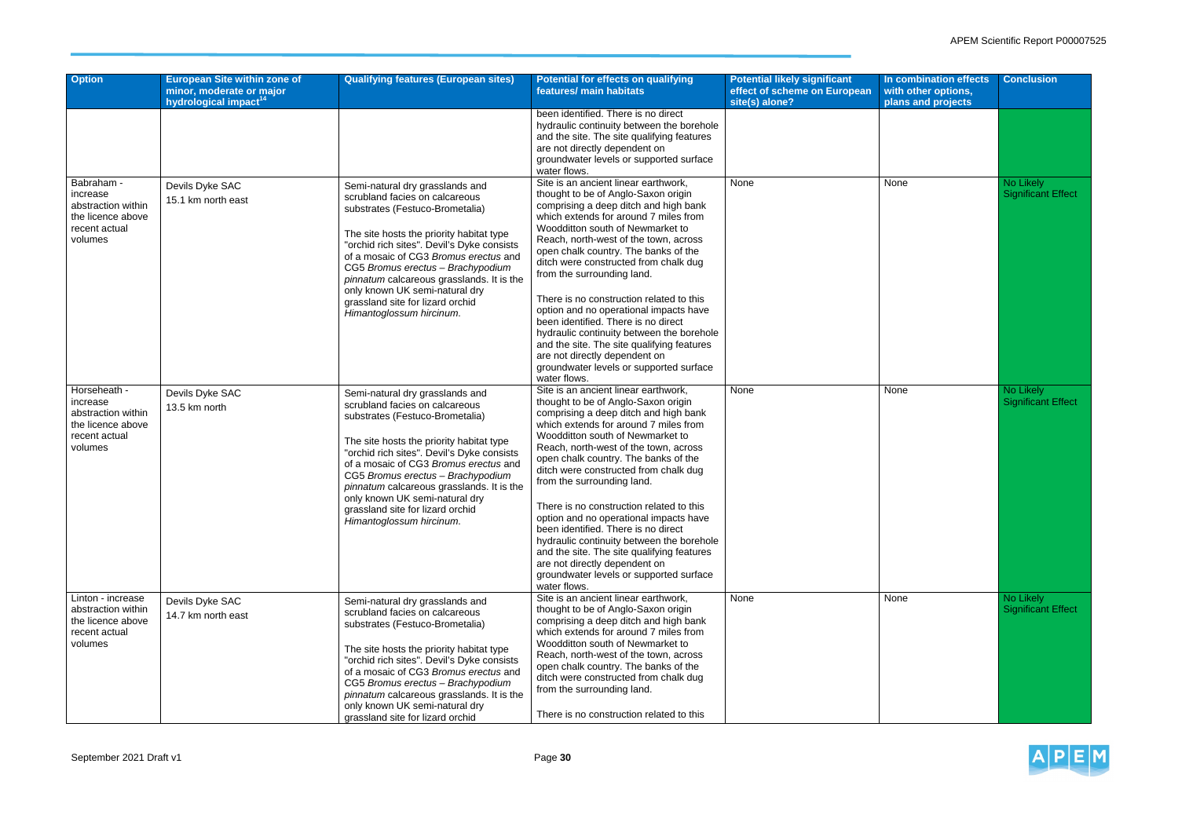| Option | European Site within zone of minor, moderate or major hydrological impact[14] | Qualifying features (European sites) | Potential for effects on qualifying features/ main habitats | Potential likely significant effect of scheme on European site(s) alone? | In combination effects with other options, plans and projects | Conclusion |
|---|---|---|---|---|---|---|
| | | | been identified. There is no direct hydraulic continuity between the borehole and the site. The site qualifying features are not directly dependent on groundwater levels or supported surface water flows. | | | |
| Babraham - increase abstraction within the licence above recent actual volumes | Devils Dyke SAC<br>15.1 km north east | Semi-natural dry grasslands and scrubland facies on calcareous substrates (Festuco-Brometalia)<br><br>The site hosts the priority habitat type "orchid rich sites". Devil's Dyke consists of a mosaic of CG3 *Bromus erectus* and CG5 *Bromus erectus – Brachypodium pinnatum* calcareous grasslands. It is the only known UK semi-natural dry grassland site for lizard orchid *Himantoglossum hircinum*. | Site is an ancient linear earthwork, thought to be of Anglo-Saxon origin comprising a deep ditch and high bank which extends for around 7 miles from Woodditton south of Newmarket to Reach, north-west of the town, across open chalk country. The banks of the ditch were constructed from chalk dug from the surrounding land.<br><br>There is no construction related to this option and no operational impacts have been identified. There is no direct hydraulic continuity between the borehole and the site. The site qualifying features are not directly dependent on groundwater levels or supported surface water flows. | None | None | No Likely Significant Effect |
| Horseheath - increase abstraction within the licence above recent actual volumes | Devils Dyke SAC<br>13.5 km north | Semi-natural dry grasslands and scrubland facies on calcareous substrates (Festuco-Brometalia)<br><br>The site hosts the priority habitat type "orchid rich sites". Devil's Dyke consists of a mosaic of CG3 *Bromus erectus* and CG5 *Bromus erectus – Brachypodium pinnatum* calcareous grasslands. It is the only known UK semi-natural dry grassland site for lizard orchid *Himantoglossum hircinum*. | Site is an ancient linear earthwork, thought to be of Anglo-Saxon origin comprising a deep ditch and high bank which extends for around 7 miles from Woodditton south of Newmarket to Reach, north-west of the town, across open chalk country. The banks of the ditch were constructed from chalk dug from the surrounding land.<br><br>There is no construction related to this option and no operational impacts have been identified. There is no direct hydraulic continuity between the borehole and the site. The site qualifying features are not directly dependent on groundwater levels or supported surface water flows. | None | None | No Likely Significant Effect |
| Linton - increase abstraction within the licence above recent actual volumes | Devils Dyke SAC<br>14.7 km north east | Semi-natural dry grasslands and scrubland facies on calcareous substrates (Festuco-Brometalia)<br><br>The site hosts the priority habitat type "orchid rich sites". Devil's Dyke consists of a mosaic of CG3 *Bromus erectus* and CG5 *Bromus erectus – Brachypodium pinnatum* calcareous grasslands. It is the only known UK semi-natural dry grassland site for lizard orchid | Site is an ancient linear earthwork, thought to be of Anglo-Saxon origin comprising a deep ditch and high bank which extends for around 7 miles from Woodditton south of Newmarket to Reach, north-west of the town, across open chalk country. The banks of the ditch were constructed from chalk dug from the surrounding land.<br><br>There is no construction related to this | None | None | No Likely Significant Effect |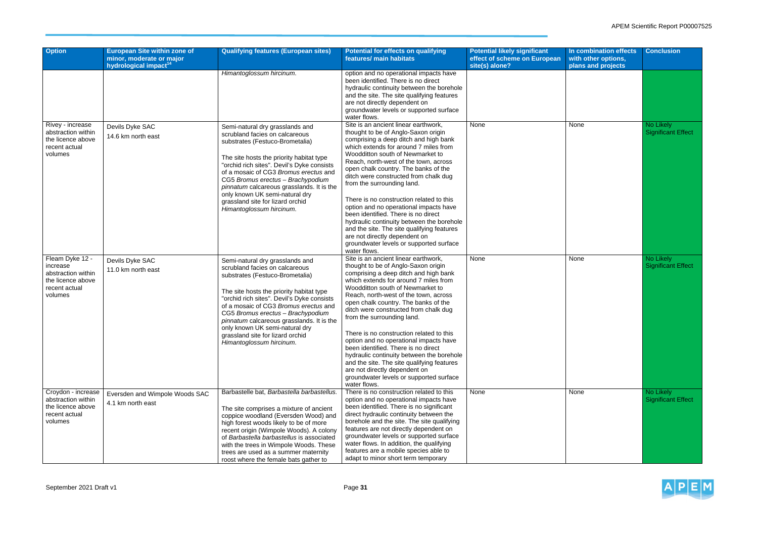| Option | European Site within zone of minor, moderate or major hydrological impact[14] | Qualifying features (European sites) | Potential for effects on qualifying features/ main habitats | Potential likely significant effect of scheme on European site(s) alone? | In combination effects with other options, plans and projects | Conclusion |
|---|---|---|---|---|---|---|
| | | *Himantoglossum hircinum*. | option and no operational impacts have been identified. There is no direct hydraulic continuity between the borehole and the site. The site qualifying features are not directly dependent on groundwater levels or supported surface water flows. | | | |
| Rivey - increase abstraction within the licence above recent actual volumes | Devils Dyke SAC<br>14.6 km north east | Semi-natural dry grasslands and scrubland facies on calcareous substrates (Festuco-Brometalia)<br><br>The site hosts the priority habitat type "orchid rich sites". Devil's Dyke consists of a mosaic of CG3 *Bromus erectus* and CG5 *Bromus erectus – Brachypodium pinnatum* calcareous grasslands. It is the only known UK semi-natural dry grassland site for lizard orchid *Himantoglossum hircinum*. | Site is an ancient linear earthwork, thought to be of Anglo-Saxon origin comprising a deep ditch and high bank which extends for around 7 miles from Woodditton south of Newmarket to Reach, north-west of the town, across open chalk country. The banks of the ditch were constructed from chalk dug from the surrounding land.<br><br>There is no construction related to this option and no operational impacts have been identified. There is no direct hydraulic continuity between the borehole and the site. The site qualifying features are not directly dependent on groundwater levels or supported surface water flows. | None | None | No Likely Significant Effect |
| Fleam Dyke 12 - increase abstraction within the licence above recent actual volumes | Devils Dyke SAC<br>11.0 km north east | Semi-natural dry grasslands and scrubland facies on calcareous substrates (Festuco-Brometalia)<br><br>The site hosts the priority habitat type "orchid rich sites". Devil's Dyke consists of a mosaic of CG3 *Bromus erectus* and CG5 *Bromus erectus – Brachypodium pinnatum* calcareous grasslands. It is the only known UK semi-natural dry grassland site for lizard orchid *Himantoglossum hircinum*. | Site is an ancient linear earthwork, thought to be of Anglo-Saxon origin comprising a deep ditch and high bank which extends for around 7 miles from Woodditton south of Newmarket to Reach, north-west of the town, across open chalk country. The banks of the ditch were constructed from chalk dug from the surrounding land.<br><br>There is no construction related to this option and no operational impacts have been identified. There is no direct hydraulic continuity between the borehole and the site. The site qualifying features are not directly dependent on groundwater levels or supported surface water flows. | None | None | No Likely Significant Effect |
| Croydon - increase abstraction within the licence above recent actual volumes | Eversden and Wimpole Woods SAC<br>4.1 km north east | Barbastelle bat, *Barbastella barbastellus*.<br><br>The site comprises a mixture of ancient coppice woodland (Eversden Wood) and high forest woods likely to be of more recent origin (Wimpole Woods). A colony of *Barbastella barbastellus* is associated with the trees in Wimpole Woods. These trees are used as a summer maternity roost where the female bats gather to | There is no construction related to this option and no operational impacts have been identified. There is no significant direct hydraulic continuity between the borehole and the site. The site qualifying features are not directly dependent on groundwater levels or supported surface water flows. In addition, the qualifying features are a mobile species able to adapt to minor short term temporary | None | None | No Likely Significant Effect |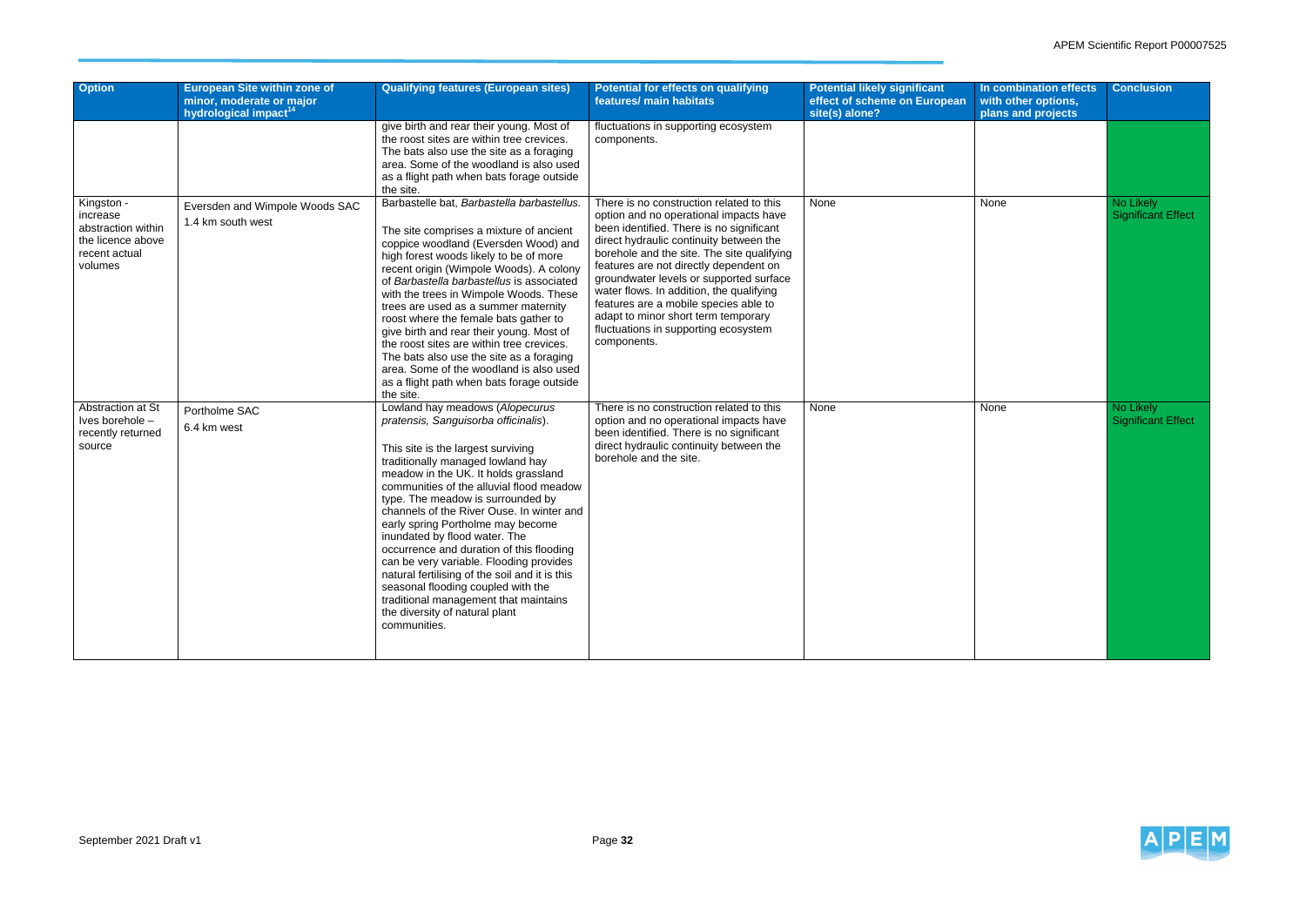| Option | European Site within zone of minor, moderate or major hydrological impact[14] | Qualifying features (European sites) | Potential for effects on qualifying features/ main habitats | Potential likely significant effect of scheme on European site(s) alone? | In combination effects with other options, plans and projects | Conclusion |
|---|---|---|---|---|---|---|
| | | give birth and rear their young. Most of the roost sites are within tree crevices. The bats also use the site as a foraging area. Some of the woodland is also used as a flight path when bats forage outside the site. | fluctuations in supporting ecosystem components. | | | |
| Kingston - increase abstraction within the licence above recent actual volumes | Eversden and Wimpole Woods SAC<br>1.4 km south west | Barbastelle bat, *Barbastella barbastellus*.<br><br>The site comprises a mixture of ancient coppice woodland (Eversden Wood) and high forest woods likely to be of more recent origin (Wimpole Woods). A colony of *Barbastella barbastellus* is associated with the trees in Wimpole Woods. These trees are used as a summer maternity roost where the female bats gather to give birth and rear their young. Most of the roost sites are within tree crevices. The bats also use the site as a foraging area. Some of the woodland is also used as a flight path when bats forage outside the site. | There is no construction related to this option and no operational impacts have been identified. There is no significant direct hydraulic continuity between the borehole and the site. The site qualifying features are not directly dependent on groundwater levels or supported surface water flows. In addition, the qualifying features are a mobile species able to adapt to minor short term temporary fluctuations in supporting ecosystem components. | None | None | No Likely Significant Effect |
| Abstraction at St Ives borehole – recently returned source | Portholme SAC<br>6.4 km west | Lowland hay meadows (*Alopecurus pratensis, Sanguisorba officinalis*).<br><br>This site is the largest surviving traditionally managed lowland hay meadow in the UK. It holds grassland communities of the alluvial flood meadow type. The meadow is surrounded by channels of the River Ouse. In winter and early spring Portholme may become inundated by flood water. The occurrence and duration of this flooding can be very variable. Flooding provides natural fertilising of the soil and it is this seasonal flooding coupled with the traditional management that maintains the diversity of natural plant communities. | There is no construction related to this option and no operational impacts have been identified. There is no significant direct hydraulic continuity between the borehole and the site. | None | None | No Likely Significant Effect |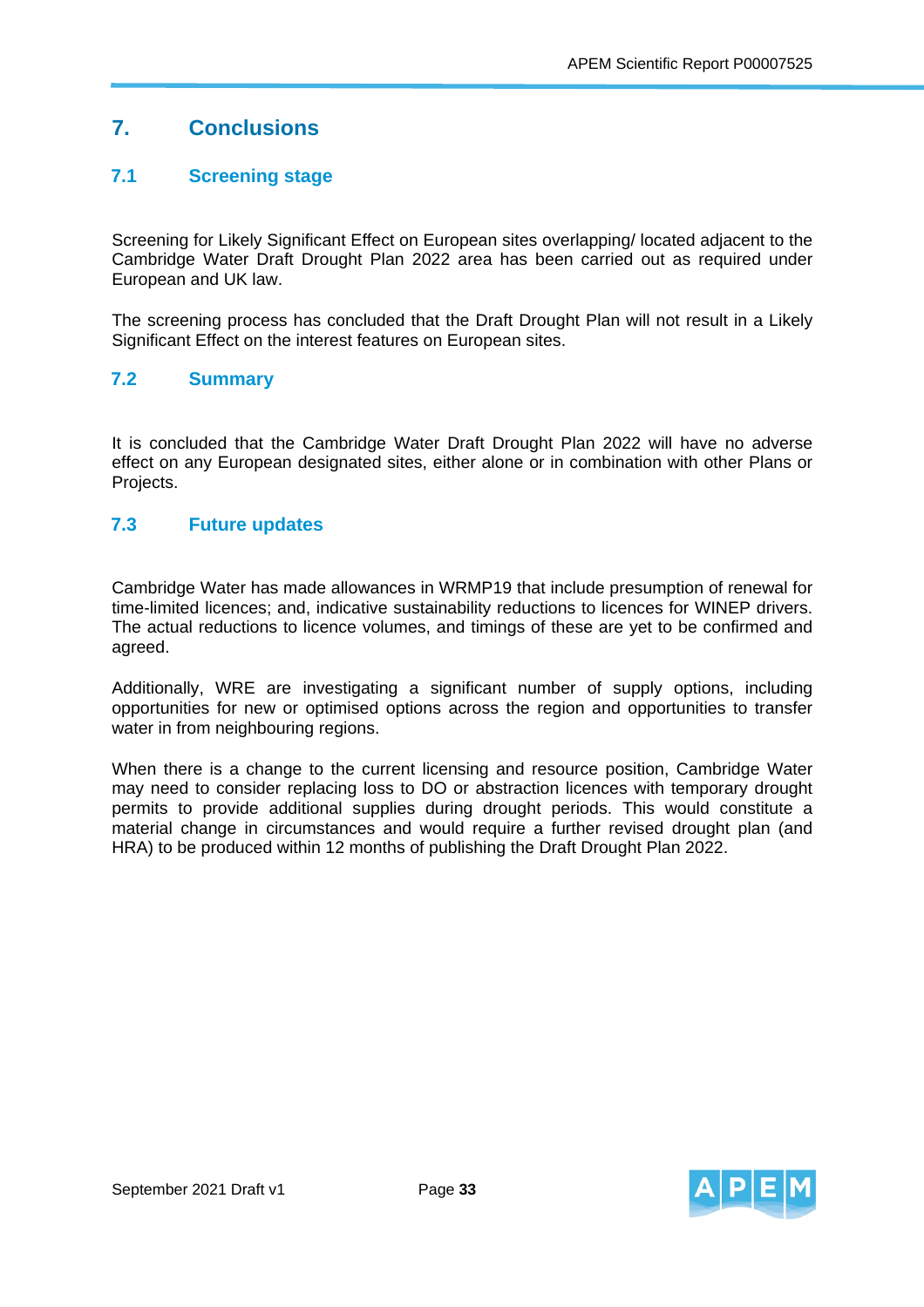# 7. Conclusions

## 7.1 Screening stage

Screening for Likely Significant Effect on European sites overlapping/ located adjacent to the Cambridge Water Draft Drought Plan 2022 area has been carried out as required under European and UK law.

The screening process has concluded that the Draft Drought Plan will not result in a Likely Significant Effect on the interest features on European sites.

## 7.2 Summary

It is concluded that the Cambridge Water Draft Drought Plan 2022 will have no adverse effect on any European designated sites, either alone or in combination with other Plans or Projects.

## 7.3 Future updates

Cambridge Water has made allowances in WRMP19 that include presumption of renewal for time-limited licences; and, indicative sustainability reductions to licences for WINEP drivers. The actual reductions to licence volumes, and timings of these are yet to be confirmed and agreed.

Additionally, WRE are investigating a significant number of supply options, including opportunities for new or optimised options across the region and opportunities to transfer water in from neighbouring regions.

When there is a change to the current licensing and resource position, Cambridge Water may need to consider replacing loss to DO or abstraction licences with temporary drought permits to provide additional supplies during drought periods. This would constitute a material change in circumstances and would require a further revised drought plan (and HRA) to be produced within 12 months of publishing the Draft Drought Plan 2022.